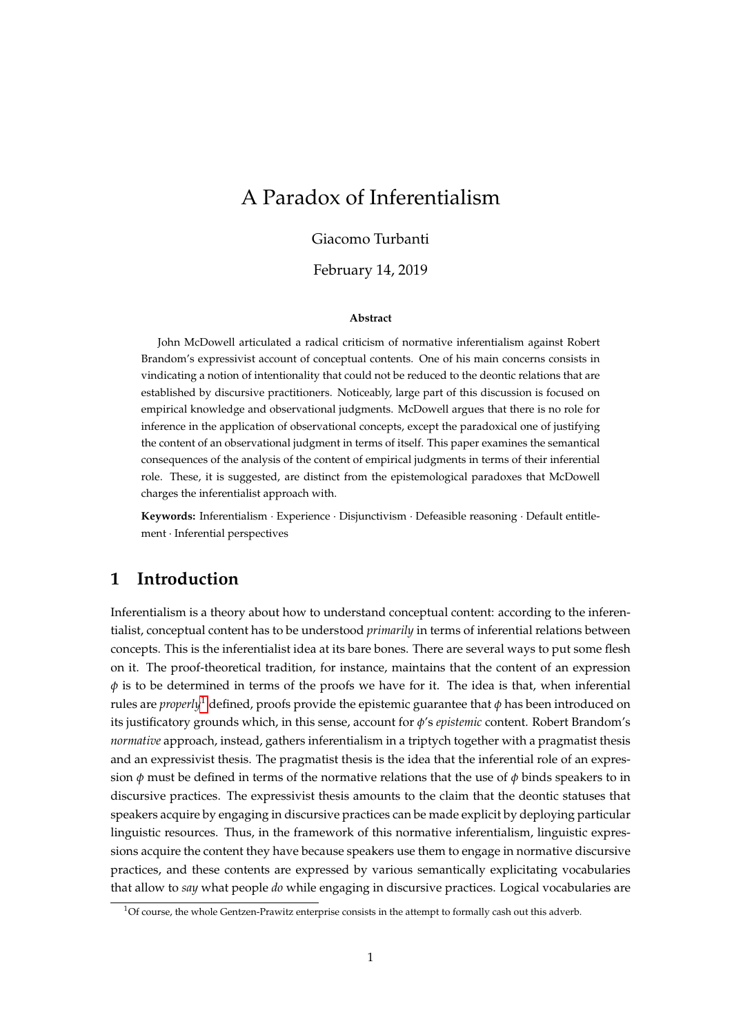# A Paradox of Inferentialism

Giacomo Turbanti

February 14, 2019

**Abstract**

John McDowell articulated a radical criticism of normative inferentialism against Robert Brandom's expressivist account of conceptual contents. One of his main concerns consists in vindicating a notion of intentionality that could not be reduced to the deontic relations that are established by discursive practitioners. Noticeably, large part of this discussion is focused on empirical knowledge and observational judgments. McDowell argues that there is no role for inference in the application of observational concepts, except the paradoxical one of justifying the content of an observational judgment in terms of itself. This paper examines the semantical consequences of the analysis of the content of empirical judgments in terms of their inferential role. These, it is suggested, are distinct from the epistemological paradoxes that McDowell charges the inferentialist approach with.

**Keywords:** Inferentialism · Experience · Disjunctivism · Defeasible reasoning · Default entitlement · Inferential perspectives

## 1 Introduction

Inferentialism is a theory about how to understand conceptual content: according to the inferentialist, conceptual content has to be understood *primarily* in terms of inferential relations between concepts. This is the inferentialist idea at its bare bones. There are several ways to put some flesh on it. The proof-theoretical tradition, for instance, maintains that the content of an expression $\phi$ is to be determined in terms of the proofs we have for it. The idea is that, when inferential rules are *properly*[1] defined, proofs provide the epistemic guarantee that $\phi$ has been introduced on its justificatory grounds which, in this sense, account for $\phi$'s *epistemic* content. Robert Brandom's *normative* approach, instead, gathers inferentialism in a triptych together with a pragmatist thesis and an expressivist thesis. The pragmatist thesis is the idea that the inferential role of an expression $\phi$ must be defined in terms of the normative relations that the use of $\phi$ binds speakers to in discursive practices. The expressivist thesis amounts to the claim that the deontic statuses that speakers acquire by engaging in discursive practices can be made explicit by deploying particular linguistic resources. Thus, in the framework of this normative inferentialism, linguistic expressions acquire the content they have because speakers use them to engage in normative discursive practices, and these contents are expressed by various semantically explicitating vocabularies that allow to *say* what people *do* while engaging in discursive practices. Logical vocabularies are

[1] Of course, the whole Gentzen-Prawitz enterprise consists in the attempt to formally cash out this adverb.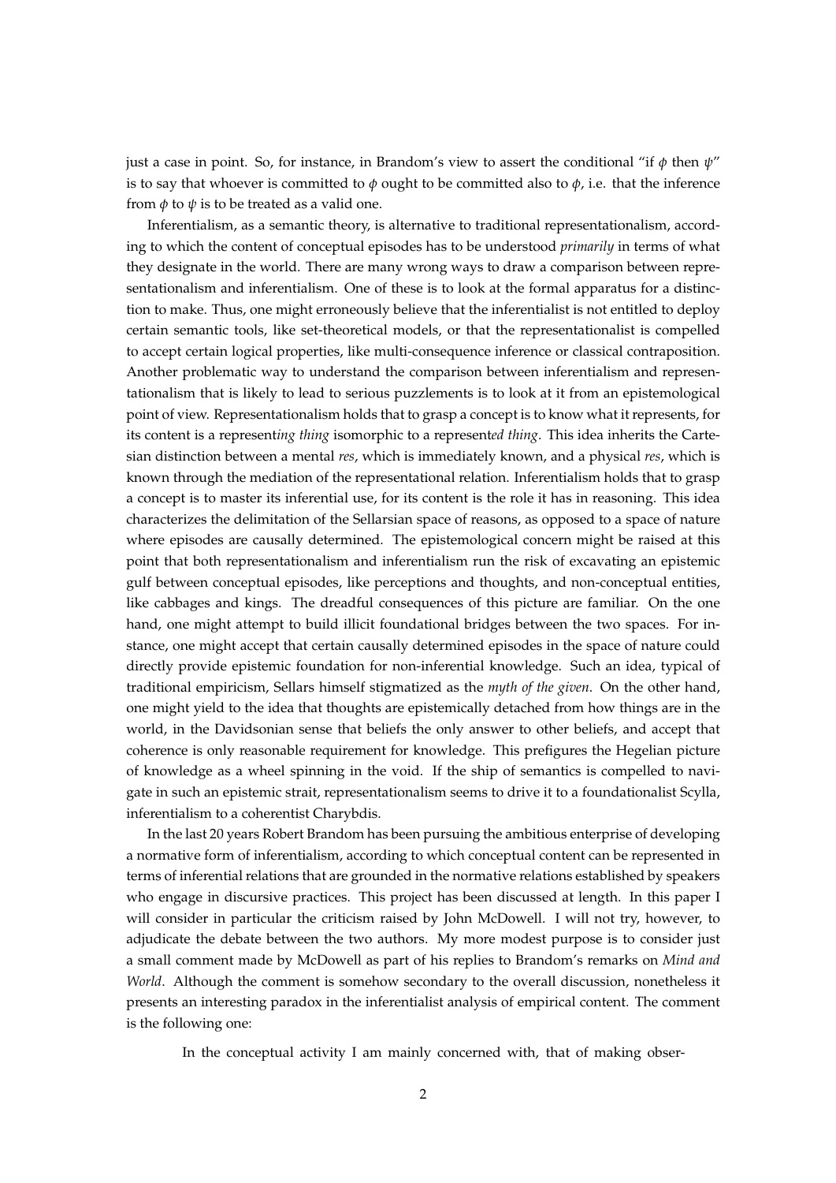just a case in point. So, for instance, in Brandom's view to assert the conditional "if $\phi$ then $\psi$" is to say that whoever is committed to $\phi$ ought to be committed also to $\phi$, i.e. that the inference from $\phi$ to $\psi$ is to be treated as a valid one.

Inferentialism, as a semantic theory, is alternative to traditional representationalism, according to which the content of conceptual episodes has to be understood *primarily* in terms of what they designate in the world. There are many wrong ways to draw a comparison between representationalism and inferentialism. One of these is to look at the formal apparatus for a distinction to make. Thus, one might erroneously believe that the inferentialist is not entitled to deploy certain semantic tools, like set-theoretical models, or that the representationalist is compelled to accept certain logical properties, like multi-consequence inference or classical contraposition. Another problematic way to understand the comparison between inferentialism and representationalism that is likely to lead to serious puzzlements is to look at it from an epistemological point of view. Representationalism holds that to grasp a concept is to know what it represents, for its content is a represent*ing thing* isomorphic to a represent*ed thing*. This idea inherits the Cartesian distinction between a mental *res*, which is immediately known, and a physical *res*, which is known through the mediation of the representational relation. Inferentialism holds that to grasp a concept is to master its inferential use, for its content is the role it has in reasoning. This idea characterizes the delimitation of the Sellarsian space of reasons, as opposed to a space of nature where episodes are causally determined. The epistemological concern might be raised at this point that both representationalism and inferentialism run the risk of excavating an epistemic gulf between conceptual episodes, like perceptions and thoughts, and non-conceptual entities, like cabbages and kings. The dreadful consequences of this picture are familiar. On the one hand, one might attempt to build illicit foundational bridges between the two spaces. For instance, one might accept that certain causally determined episodes in the space of nature could directly provide epistemic foundation for non-inferential knowledge. Such an idea, typical of traditional empiricism, Sellars himself stigmatized as the *myth of the given*. On the other hand, one might yield to the idea that thoughts are epistemically detached from how things are in the world, in the Davidsonian sense that beliefs the only answer to other beliefs, and accept that coherence is only reasonable requirement for knowledge. This prefigures the Hegelian picture of knowledge as a wheel spinning in the void. If the ship of semantics is compelled to navigate in such an epistemic strait, representationalism seems to drive it to a foundationalist Scylla, inferentialism to a coherentist Charybdis.

In the last 20 years Robert Brandom has been pursuing the ambitious enterprise of developing a normative form of inferentialism, according to which conceptual content can be represented in terms of inferential relations that are grounded in the normative relations established by speakers who engage in discursive practices. This project has been discussed at length. In this paper I will consider in particular the criticism raised by John McDowell. I will not try, however, to adjudicate the debate between the two authors. My more modest purpose is to consider just a small comment made by McDowell as part of his replies to Brandom's remarks on *Mind and World*. Although the comment is somehow secondary to the overall discussion, nonetheless it presents an interesting paradox in the inferentialist analysis of empirical content. The comment is the following one:

> In the conceptual activity I am mainly concerned with, that of making obser-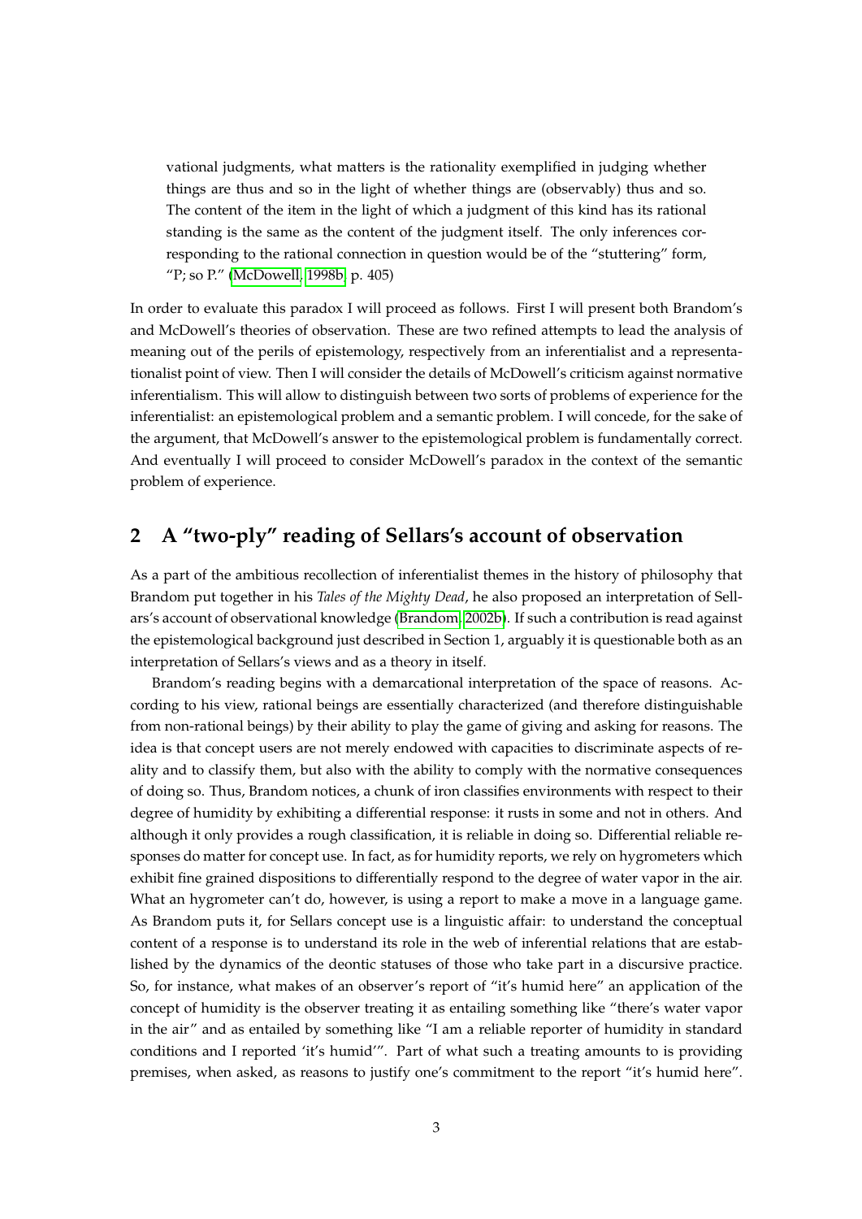> vational judgments, what matters is the rationality exemplified in judging whether things are thus and so in the light of whether things are (observably) thus and so. The content of the item in the light of which a judgment of this kind has its rational standing is the same as the content of the judgment itself. The only inferences corresponding to the rational connection in question would be of the "stuttering" form, "P; so P." (McDowell, 1998b, p. 405)

In order to evaluate this paradox I will proceed as follows. First I will present both Brandom's and McDowell's theories of observation. These are two refined attempts to lead the analysis of meaning out of the perils of epistemology, respectively from an inferentialist and a representationalist point of view. Then I will consider the details of McDowell's criticism against normative inferentialism. This will allow to distinguish between two sorts of problems of experience for the inferentialist: an epistemological problem and a semantic problem. I will concede, for the sake of the argument, that McDowell's answer to the epistemological problem is fundamentally correct. And eventually I will proceed to consider McDowell's paradox in the context of the semantic problem of experience.

## 2 A "two-ply" reading of Sellars's account of observation

As a part of the ambitious recollection of inferentialist themes in the history of philosophy that Brandom put together in his *Tales of the Mighty Dead*, he also proposed an interpretation of Sellars's account of observational knowledge (Brandom, 2002b). If such a contribution is read against the epistemological background just described in Section 1, arguably it is questionable both as an interpretation of Sellars's views and as a theory in itself.

Brandom's reading begins with a demarcational interpretation of the space of reasons. According to his view, rational beings are essentially characterized (and therefore distinguishable from non-rational beings) by their ability to play the game of giving and asking for reasons. The idea is that concept users are not merely endowed with capacities to discriminate aspects of reality and to classify them, but also with the ability to comply with the normative consequences of doing so. Thus, Brandom notices, a chunk of iron classifies environments with respect to their degree of humidity by exhibiting a differential response: it rusts in some and not in others. And although it only provides a rough classification, it is reliable in doing so. Differential reliable responses do matter for concept use. In fact, as for humidity reports, we rely on hygrometers which exhibit fine grained dispositions to differentially respond to the degree of water vapor in the air. What an hygrometer can't do, however, is using a report to make a move in a language game. As Brandom puts it, for Sellars concept use is a linguistic affair: to understand the conceptual content of a response is to understand its role in the web of inferential relations that are established by the dynamics of the deontic statuses of those who take part in a discursive practice. So, for instance, what makes of an observer's report of "it's humid here" an application of the concept of humidity is the observer treating it as entailing something like "there's water vapor in the air" and as entailed by something like "I am a reliable reporter of humidity in standard conditions and I reported 'it's humid'". Part of what such a treating amounts to is providing premises, when asked, as reasons to justify one's commitment to the report "it's humid here".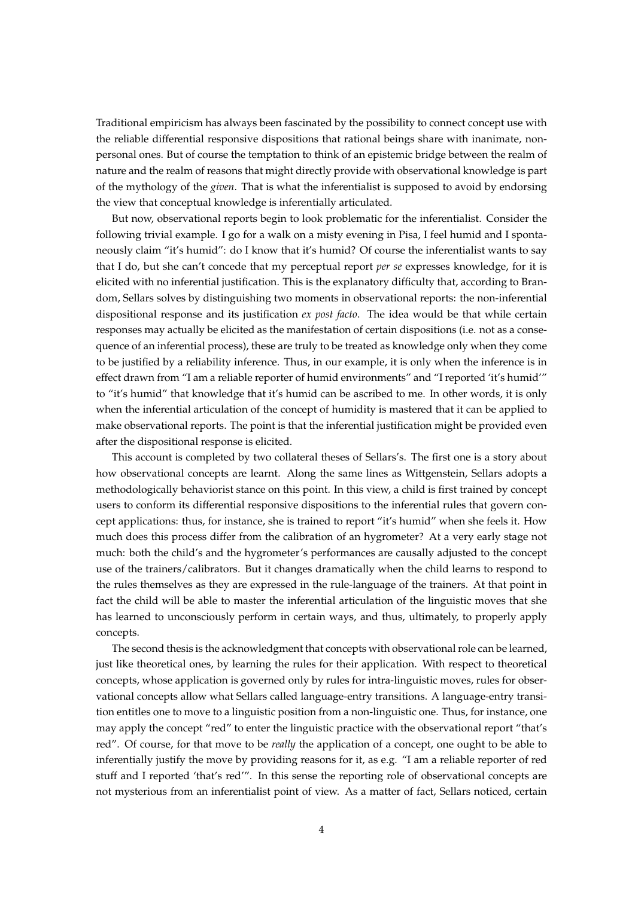Traditional empiricism has always been fascinated by the possibility to connect concept use with the reliable differential responsive dispositions that rational beings share with inanimate, non-personal ones. But of course the temptation to think of an epistemic bridge between the realm of nature and the realm of reasons that might directly provide with observational knowledge is part of the mythology of the *given*. That is what the inferentialist is supposed to avoid by endorsing the view that conceptual knowledge is inferentially articulated.

But now, observational reports begin to look problematic for the inferentialist. Consider the following trivial example. I go for a walk on a misty evening in Pisa, I feel humid and I spontaneously claim "it's humid": do I know that it's humid? Of course the inferentialist wants to say that I do, but she can't concede that my perceptual report *per se* expresses knowledge, for it is elicited with no inferential justification. This is the explanatory difficulty that, according to Brandom, Sellars solves by distinguishing two moments in observational reports: the non-inferential dispositional response and its justification *ex post facto*. The idea would be that while certain responses may actually be elicited as the manifestation of certain dispositions (i.e. not as a consequence of an inferential process), these are truly to be treated as knowledge only when they come to be justified by a reliability inference. Thus, in our example, it is only when the inference is in effect drawn from "I am a reliable reporter of humid environments" and "I reported 'it's humid'" to "it's humid" that knowledge that it's humid can be ascribed to me. In other words, it is only when the inferential articulation of the concept of humidity is mastered that it can be applied to make observational reports. The point is that the inferential justification might be provided even after the dispositional response is elicited.

This account is completed by two collateral theses of Sellars's. The first one is a story about how observational concepts are learnt. Along the same lines as Wittgenstein, Sellars adopts a methodologically behaviorist stance on this point. In this view, a child is first trained by concept users to conform its differential responsive dispositions to the inferential rules that govern concept applications: thus, for instance, she is trained to report "it's humid" when she feels it. How much does this process differ from the calibration of an hygrometer? At a very early stage not much: both the child's and the hygrometer's performances are causally adjusted to the concept use of the trainers/calibrators. But it changes dramatically when the child learns to respond to the rules themselves as they are expressed in the rule-language of the trainers. At that point in fact the child will be able to master the inferential articulation of the linguistic moves that she has learned to unconsciously perform in certain ways, and thus, ultimately, to properly apply concepts.

The second thesis is the acknowledgment that concepts with observational role can be learned, just like theoretical ones, by learning the rules for their application. With respect to theoretical concepts, whose application is governed only by rules for intra-linguistic moves, rules for observational concepts allow what Sellars called language-entry transitions. A language-entry transition entitles one to move to a linguistic position from a non-linguistic one. Thus, for instance, one may apply the concept "red" to enter the linguistic practice with the observational report "that's red". Of course, for that move to be *really* the application of a concept, one ought to be able to inferentially justify the move by providing reasons for it, as e.g. "I am a reliable reporter of red stuff and I reported 'that's red'". In this sense the reporting role of observational concepts are not mysterious from an inferentialist point of view. As a matter of fact, Sellars noticed, certain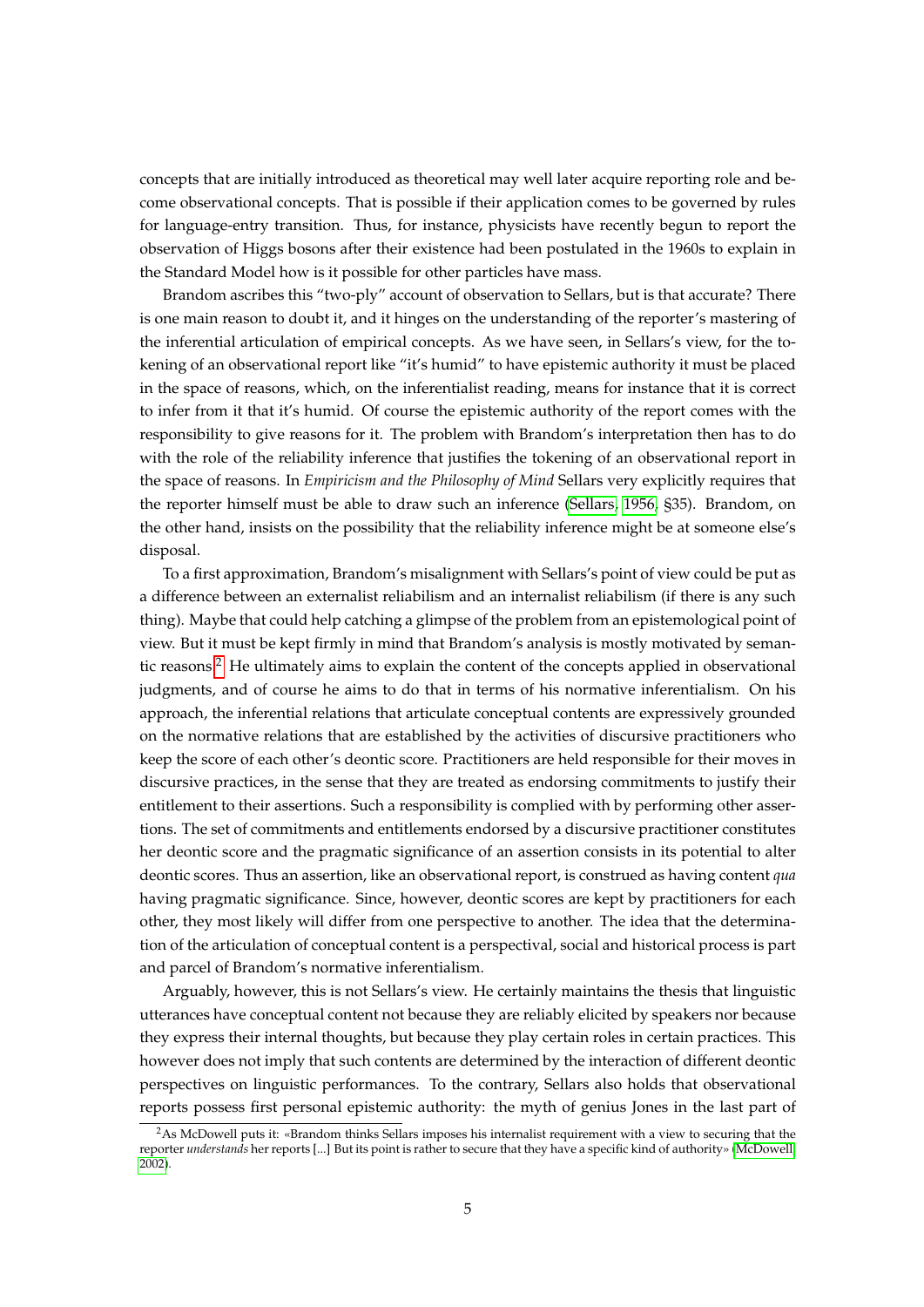concepts that are initially introduced as theoretical may well later acquire reporting role and become observational concepts. That is possible if their application comes to be governed by rules for language-entry transition. Thus, for instance, physicists have recently begun to report the observation of Higgs bosons after their existence had been postulated in the 1960s to explain in the Standard Model how is it possible for other particles have mass.

Brandom ascribes this "two-ply" account of observation to Sellars, but is that accurate? There is one main reason to doubt it, and it hinges on the understanding of the reporter's mastering of the inferential articulation of empirical concepts. As we have seen, in Sellars's view, for the tokening of an observational report like "it's humid" to have epistemic authority it must be placed in the space of reasons, which, on the inferentialist reading, means for instance that it is correct to infer from it that it's humid. Of course the epistemic authority of the report comes with the responsibility to give reasons for it. The problem with Brandom's interpretation then has to do with the role of the reliability inference that justifies the tokening of an observational report in the space of reasons. In *Empiricism and the Philosophy of Mind* Sellars very explicitly requires that the reporter himself must be able to draw such an inference (Sellars, 1956, §35). Brandom, on the other hand, insists on the possibility that the reliability inference might be at someone else's disposal.

To a first approximation, Brandom's misalignment with Sellars's point of view could be put as a difference between an externalist reliabilism and an internalist reliabilism (if there is any such thing). Maybe that could help catching a glimpse of the problem from an epistemological point of view. But it must be kept firmly in mind that Brandom's analysis is mostly motivated by semantic reasons.[2] He ultimately aims to explain the content of the concepts applied in observational judgments, and of course he aims to do that in terms of his normative inferentialism. On his approach, the inferential relations that articulate conceptual contents are expressively grounded on the normative relations that are established by the activities of discursive practitioners who keep the score of each other's deontic score. Practitioners are held responsible for their moves in discursive practices, in the sense that they are treated as endorsing commitments to justify their entitlement to their assertions. Such a responsibility is complied with by performing other assertions. The set of commitments and entitlements endorsed by a discursive practitioner constitutes her deontic score and the pragmatic significance of an assertion consists in its potential to alter deontic scores. Thus an assertion, like an observational report, is construed as having content *qua* having pragmatic significance. Since, however, deontic scores are kept by practitioners for each other, they most likely will differ from one perspective to another. The idea that the determination of the articulation of conceptual content is a perspectival, social and historical process is part and parcel of Brandom's normative inferentialism.

Arguably, however, this is not Sellars's view. He certainly maintains the thesis that linguistic utterances have conceptual content not because they are reliably elicited by speakers nor because they express their internal thoughts, but because they play certain roles in certain practices. This however does not imply that such contents are determined by the interaction of different deontic perspectives on linguistic performances. To the contrary, Sellars also holds that observational reports possess first personal epistemic authority: the myth of genius Jones in the last part of

[2] As McDowell puts it: «Brandom thinks Sellars imposes his internalist requirement with a view to securing that the reporter *understands* her reports [...] But its point is rather to secure that they have a specific kind of authority» (McDowell, 2002).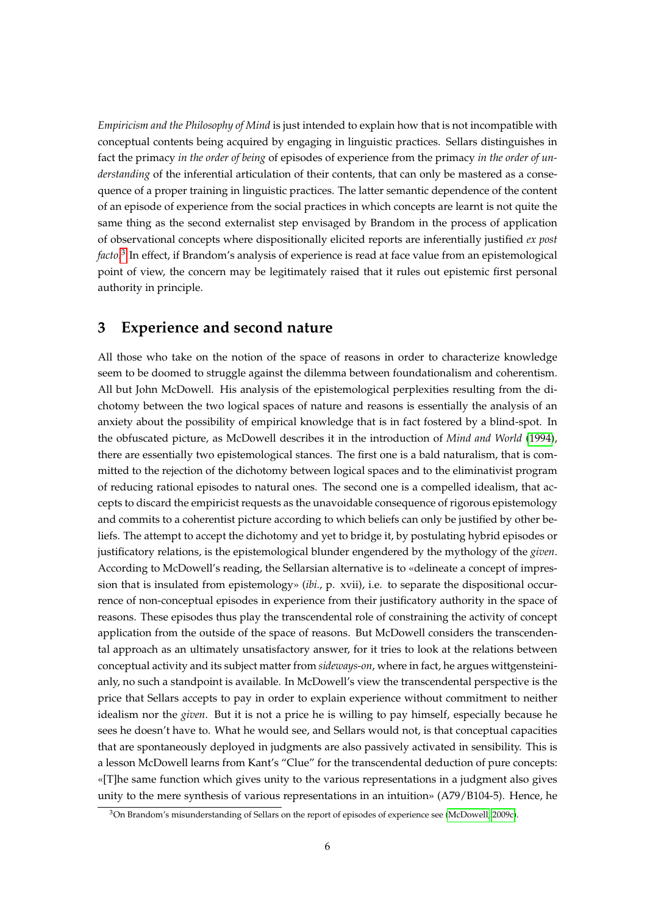*Empiricism and the Philosophy of Mind* is just intended to explain how that is not incompatible with conceptual contents being acquired by engaging in linguistic practices. Sellars distinguishes in fact the primacy *in the order of being* of episodes of experience from the primacy *in the order of understanding* of the inferential articulation of their contents, that can only be mastered as a consequence of a proper training in linguistic practices. The latter semantic dependence of the content of an episode of experience from the social practices in which concepts are learnt is not quite the same thing as the second externalist step envisaged by Brandom in the process of application of observational concepts where dispositionally elicited reports are inferentially justified *ex post facto*.[3] In effect, if Brandom's analysis of experience is read at face value from an epistemological point of view, the concern may be legitimately raised that it rules out epistemic first personal authority in principle.

## 3 Experience and second nature

All those who take on the notion of the space of reasons in order to characterize knowledge seem to be doomed to struggle against the dilemma between foundationalism and coherentism. All but John McDowell. His analysis of the epistemological perplexities resulting from the dichotomy between the two logical spaces of nature and reasons is essentially the analysis of an anxiety about the possibility of empirical knowledge that is in fact fostered by a blind-spot. In the obfuscated picture, as McDowell describes it in the introduction of *Mind and World* (1994), there are essentially two epistemological stances. The first one is a bald naturalism, that is committed to the rejection of the dichotomy between logical spaces and to the eliminativist program of reducing rational episodes to natural ones. The second one is a compelled idealism, that accepts to discard the empiricist requests as the unavoidable consequence of rigorous epistemology and commits to a coherentist picture according to which beliefs can only be justified by other beliefs. The attempt to accept the dichotomy and yet to bridge it, by postulating hybrid episodes or justificatory relations, is the epistemological blunder engendered by the mythology of the *given*. According to McDowell's reading, the Sellarsian alternative is to «delineate a concept of impression that is insulated from epistemology» (*ibi.*, p. xvii), i.e. to separate the dispositional occurrence of non-conceptual episodes in experience from their justificatory authority in the space of reasons. These episodes thus play the transcendental role of constraining the activity of concept application from the outside of the space of reasons. But McDowell considers the transcendental approach as an ultimately unsatisfactory answer, for it tries to look at the relations between conceptual activity and its subject matter from *sideways-on*, where in fact, he argues wittgensteinianly, no such a standpoint is available. In McDowell's view the transcendental perspective is the price that Sellars accepts to pay in order to explain experience without commitment to neither idealism nor the *given*. But it is not a price he is willing to pay himself, especially because he sees he doesn't have to. What he would see, and Sellars would not, is that conceptual capacities that are spontaneously deployed in judgments are also passively activated in sensibility. This is a lesson McDowell learns from Kant's "Clue" for the transcendental deduction of pure concepts: «[T]he same function which gives unity to the various representations in a judgment also gives unity to the mere synthesis of various representations in an intuition» (A79/B104-5). Hence, he

[3] On Brandom's misunderstanding of Sellars on the report of episodes of experience see (McDowell, 2009c).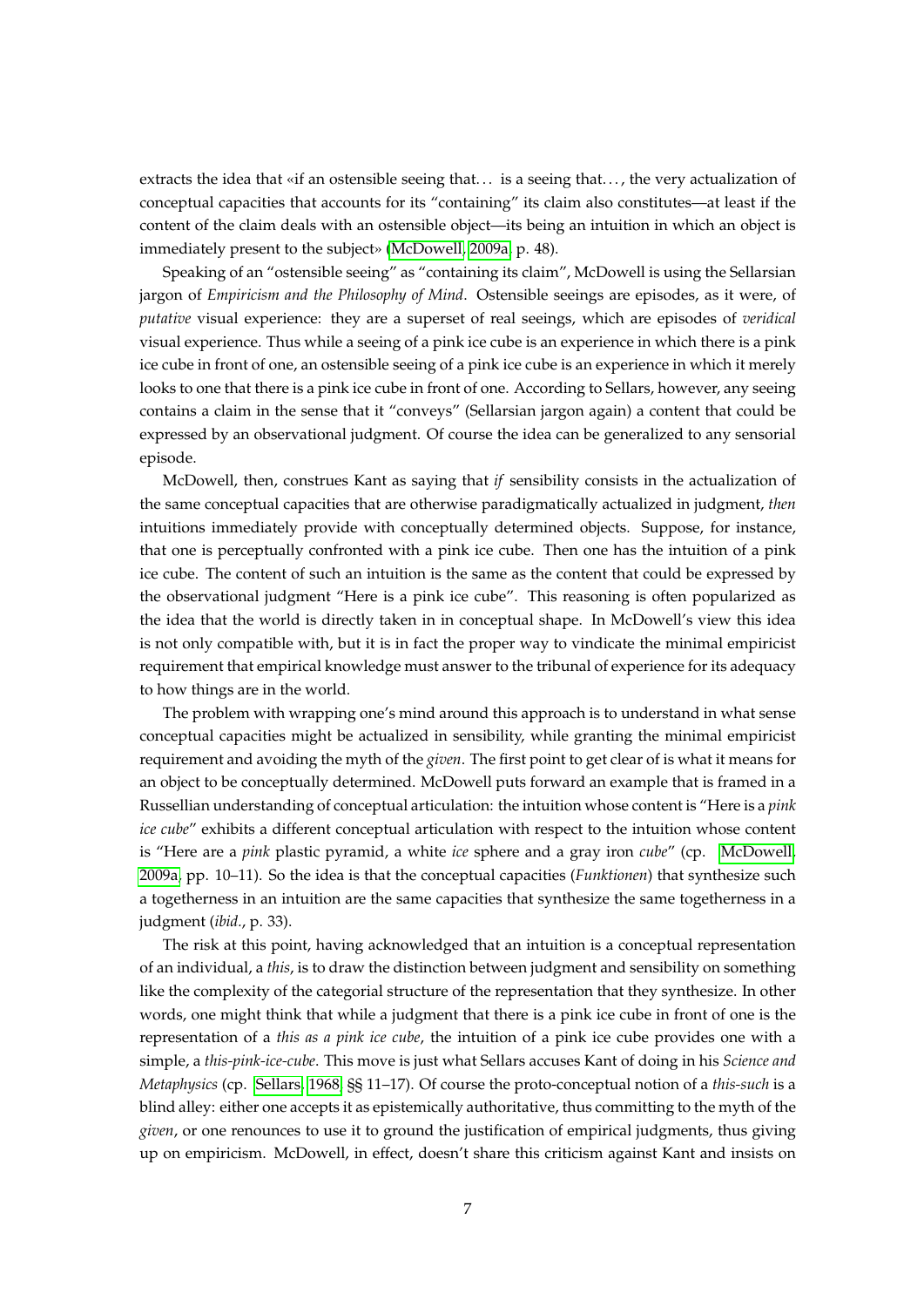extracts the idea that «if an ostensible seeing that... is a seeing that..., the very actualization of conceptual capacities that accounts for its "containing" its claim also constitutes—at least if the content of the claim deals with an ostensible object—its being an intuition in which an object is immediately present to the subject» (McDowell, 2009a, p. 48).

Speaking of an "ostensible seeing" as "containing its claim", McDowell is using the Sellarsian jargon of *Empiricism and the Philosophy of Mind*. Ostensible seeings are episodes, as it were, of *putative* visual experience: they are a superset of real seeings, which are episodes of *veridical* visual experience. Thus while a seeing of a pink ice cube is an experience in which there is a pink ice cube in front of one, an ostensible seeing of a pink ice cube is an experience in which it merely looks to one that there is a pink ice cube in front of one. According to Sellars, however, any seeing contains a claim in the sense that it "conveys" (Sellarsian jargon again) a content that could be expressed by an observational judgment. Of course the idea can be generalized to any sensorial episode.

McDowell, then, construes Kant as saying that *if* sensibility consists in the actualization of the same conceptual capacities that are otherwise paradigmatically actualized in judgment, *then* intuitions immediately provide with conceptually determined objects. Suppose, for instance, that one is perceptually confronted with a pink ice cube. Then one has the intuition of a pink ice cube. The content of such an intuition is the same as the content that could be expressed by the observational judgment "Here is a pink ice cube". This reasoning is often popularized as the idea that the world is directly taken in in conceptual shape. In McDowell's view this idea is not only compatible with, but it is in fact the proper way to vindicate the minimal empiricist requirement that empirical knowledge must answer to the tribunal of experience for its adequacy to how things are in the world.

The problem with wrapping one's mind around this approach is to understand in what sense conceptual capacities might be actualized in sensibility, while granting the minimal empiricist requirement and avoiding the myth of the *given*. The first point to get clear of is what it means for an object to be conceptually determined. McDowell puts forward an example that is framed in a Russellian understanding of conceptual articulation: the intuition whose content is "Here is a *pink ice cube*" exhibits a different conceptual articulation with respect to the intuition whose content is "Here are a *pink* plastic pyramid, a white *ice* sphere and a gray iron *cube*" (cp. McDowell, 2009a, pp. 10–11). So the idea is that the conceptual capacities (*Funktionen*) that synthesize such a togetherness in an intuition are the same capacities that synthesize the same togetherness in a judgment (*ibid.*, p. 33).

The risk at this point, having acknowledged that an intuition is a conceptual representation of an individual, a *this*, is to draw the distinction between judgment and sensibility on something like the complexity of the categorial structure of the representation that they synthesize. In other words, one might think that while a judgment that there is a pink ice cube in front of one is the representation of a *this as a pink ice cube*, the intuition of a pink ice cube provides one with a simple, a *this-pink-ice-cube*. This move is just what Sellars accuses Kant of doing in his *Science and Metaphysics* (cp. Sellars, 1968, §§ 11–17). Of course the proto-conceptual notion of a *this-such* is a blind alley: either one accepts it as epistemically authoritative, thus committing to the myth of the *given*, or one renounces to use it to ground the justification of empirical judgments, thus giving up on empiricism. McDowell, in effect, doesn't share this criticism against Kant and insists on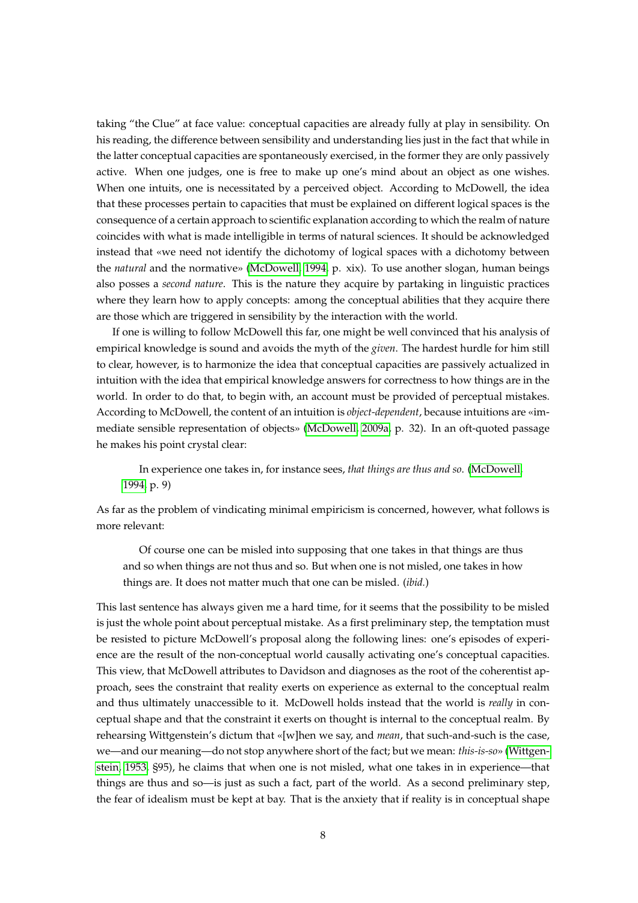taking "the Clue" at face value: conceptual capacities are already fully at play in sensibility. On his reading, the difference between sensibility and understanding lies just in the fact that while in the latter conceptual capacities are spontaneously exercised, in the former they are only passively active. When one judges, one is free to make up one's mind about an object as one wishes. When one intuits, one is necessitated by a perceived object. According to McDowell, the idea that these processes pertain to capacities that must be explained on different logical spaces is the consequence of a certain approach to scientific explanation according to which the realm of nature coincides with what is made intelligible in terms of natural sciences. It should be acknowledged instead that «we need not identify the dichotomy of logical spaces with a dichotomy between the *natural* and the normative» (McDowell, 1994, p. xix). To use another slogan, human beings also posses a *second nature*. This is the nature they acquire by partaking in linguistic practices where they learn how to apply concepts: among the conceptual abilities that they acquire there are those which are triggered in sensibility by the interaction with the world.

If one is willing to follow McDowell this far, one might be well convinced that his analysis of empirical knowledge is sound and avoids the myth of the *given*. The hardest hurdle for him still to clear, however, is to harmonize the idea that conceptual capacities are passively actualized in intuition with the idea that empirical knowledge answers for correctness to how things are in the world. In order to do that, to begin with, an account must be provided of perceptual mistakes. According to McDowell, the content of an intuition is *object-dependent*, because intuitions are «immediate sensible representation of objects» (McDowell, 2009a, p. 32). In an oft-quoted passage he makes his point crystal clear:

> In experience one takes in, for instance sees, *that things are thus and so.* (McDowell, 1994, p. 9)

As far as the problem of vindicating minimal empiricism is concerned, however, what follows is more relevant:

> Of course one can be misled into supposing that one takes in that things are thus and so when things are not thus and so. But when one is not misled, one takes in how things are. It does not matter much that one can be misled. (*ibid.*)

This last sentence has always given me a hard time, for it seems that the possibility to be misled is just the whole point about perceptual mistake. As a first preliminary step, the temptation must be resisted to picture McDowell's proposal along the following lines: one's episodes of experience are the result of the non-conceptual world causally activating one's conceptual capacities. This view, that McDowell attributes to Davidson and diagnoses as the root of the coherentist approach, sees the constraint that reality exerts on experience as external to the conceptual realm and thus ultimately unaccessible to it. McDowell holds instead that the world is *really* in conceptual shape and that the constraint it exerts on thought is internal to the conceptual realm. By rehearsing Wittgenstein's dictum that «[w]hen we say, and *mean*, that such-and-such is the case, we—and our meaning—do not stop anywhere short of the fact; but we mean: *this-is-so*» (Wittgenstein, 1953, §95), he claims that when one is not misled, what one takes in in experience—that things are thus and so—is just as such a fact, part of the world. As a second preliminary step, the fear of idealism must be kept at bay. That is the anxiety that if reality is in conceptual shape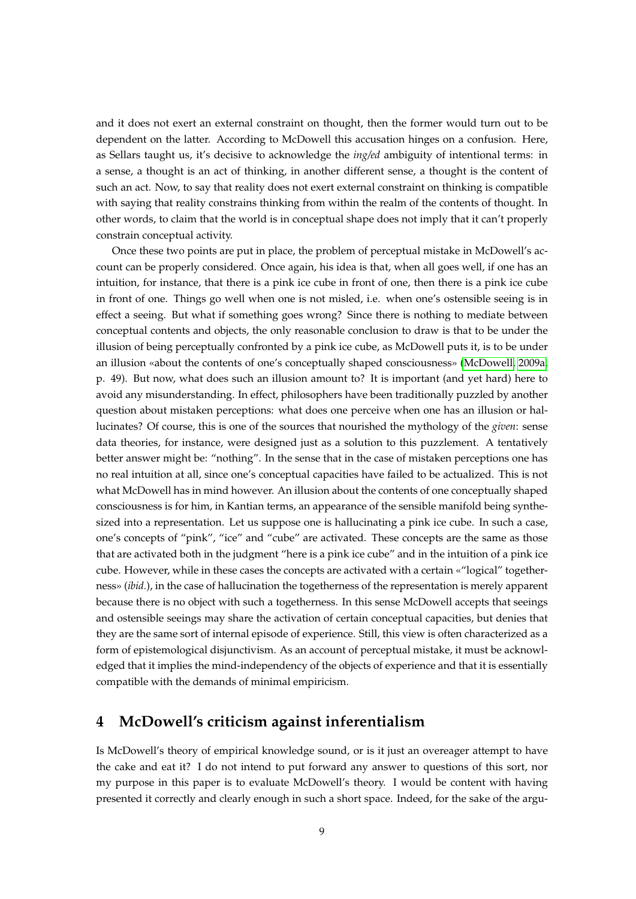and it does not exert an external constraint on thought, then the former would turn out to be dependent on the latter. According to McDowell this accusation hinges on a confusion. Here, as Sellars taught us, it's decisive to acknowledge the *ing/ed* ambiguity of intentional terms: in a sense, a thought is an act of thinking, in another different sense, a thought is the content of such an act. Now, to say that reality does not exert external constraint on thinking is compatible with saying that reality constrains thinking from within the realm of the contents of thought. In other words, to claim that the world is in conceptual shape does not imply that it can't properly constrain conceptual activity.

Once these two points are put in place, the problem of perceptual mistake in McDowell's account can be properly considered. Once again, his idea is that, when all goes well, if one has an intuition, for instance, that there is a pink ice cube in front of one, then there is a pink ice cube in front of one. Things go well when one is not misled, i.e. when one's ostensible seeing is in effect a seeing. But what if something goes wrong? Since there is nothing to mediate between conceptual contents and objects, the only reasonable conclusion to draw is that to be under the illusion of being perceptually confronted by a pink ice cube, as McDowell puts it, is to be under an illusion «about the contents of one's conceptually shaped consciousness» (McDowell, 2009a, p. 49). But now, what does such an illusion amount to? It is important (and yet hard) here to avoid any misunderstanding. In effect, philosophers have been traditionally puzzled by another question about mistaken perceptions: what does one perceive when one has an illusion or hallucinates? Of course, this is one of the sources that nourished the mythology of the *given*: sense data theories, for instance, were designed just as a solution to this puzzlement. A tentatively better answer might be: "nothing". In the sense that in the case of mistaken perceptions one has no real intuition at all, since one's conceptual capacities have failed to be actualized. This is not what McDowell has in mind however. An illusion about the contents of one conceptually shaped consciousness is for him, in Kantian terms, an appearance of the sensible manifold being synthesized into a representation. Let us suppose one is hallucinating a pink ice cube. In such a case, one's concepts of "pink", "ice" and "cube" are activated. These concepts are the same as those that are activated both in the judgment "here is a pink ice cube" and in the intuition of a pink ice cube. However, while in these cases the concepts are activated with a certain «"logical" togetherness» (*ibid.*), in the case of hallucination the togetherness of the representation is merely apparent because there is no object with such a togetherness. In this sense McDowell accepts that seeings and ostensible seeings may share the activation of certain conceptual capacities, but denies that they are the same sort of internal episode of experience. Still, this view is often characterized as a form of epistemological disjunctivism. As an account of perceptual mistake, it must be acknowledged that it implies the mind-independency of the objects of experience and that it is essentially compatible with the demands of minimal empiricism.

## 4 McDowell's criticism against inferentialism

Is McDowell's theory of empirical knowledge sound, or is it just an overeager attempt to have the cake and eat it? I do not intend to put forward any answer to questions of this sort, nor my purpose in this paper is to evaluate McDowell's theory. I would be content with having presented it correctly and clearly enough in such a short space. Indeed, for the sake of the argu-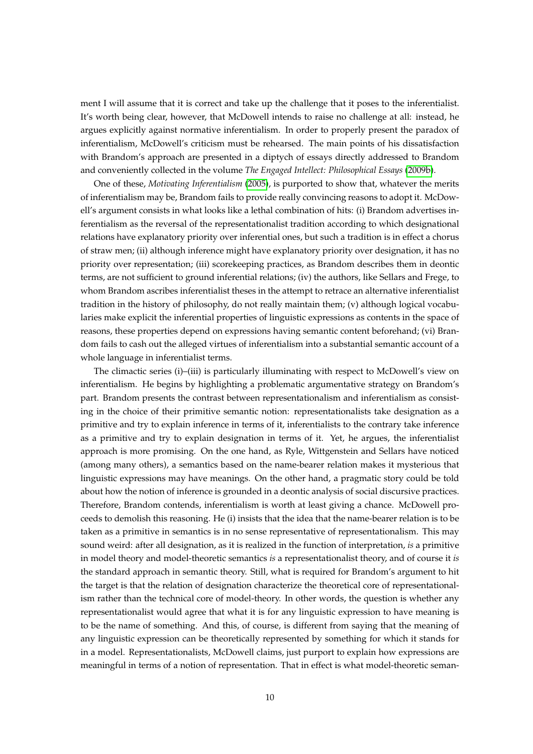ment I will assume that it is correct and take up the challenge that it poses to the inferentialist. It's worth being clear, however, that McDowell intends to raise no challenge at all: instead, he argues explicitly against normative inferentialism. In order to properly present the paradox of inferentialism, McDowell's criticism must be rehearsed. The main points of his dissatisfaction with Brandom's approach are presented in a diptych of essays directly addressed to Brandom and conveniently collected in the volume *The Engaged Intellect: Philosophical Essays* (2009b).

One of these, *Motivating Inferentialism* (2005), is purported to show that, whatever the merits of inferentialism may be, Brandom fails to provide really convincing reasons to adopt it. McDowell's argument consists in what looks like a lethal combination of hits: (i) Brandom advertises inferentialism as the reversal of the representationalist tradition according to which designational relations have explanatory priority over inferential ones, but such a tradition is in effect a chorus of straw men; (ii) although inference might have explanatory priority over designation, it has no priority over representation; (iii) scorekeeping practices, as Brandom describes them in deontic terms, are not sufficient to ground inferential relations; (iv) the authors, like Sellars and Frege, to whom Brandom ascribes inferentialist theses in the attempt to retrace an alternative inferentialist tradition in the history of philosophy, do not really maintain them; (v) although logical vocabularies make explicit the inferential properties of linguistic expressions as contents in the space of reasons, these properties depend on expressions having semantic content beforehand; (vi) Brandom fails to cash out the alleged virtues of inferentialism into a substantial semantic account of a whole language in inferentialist terms.

The climactic series (i)–(iii) is particularly illuminating with respect to McDowell's view on inferentialism. He begins by highlighting a problematic argumentative strategy on Brandom's part. Brandom presents the contrast between representationalism and inferentialism as consisting in the choice of their primitive semantic notion: representationalists take designation as a primitive and try to explain inference in terms of it, inferentialists to the contrary take inference as a primitive and try to explain designation in terms of it. Yet, he argues, the inferentialist approach is more promising. On the one hand, as Ryle, Wittgenstein and Sellars have noticed (among many others), a semantics based on the name-bearer relation makes it mysterious that linguistic expressions may have meanings. On the other hand, a pragmatic story could be told about how the notion of inference is grounded in a deontic analysis of social discursive practices. Therefore, Brandom contends, inferentialism is worth at least giving a chance. McDowell proceeds to demolish this reasoning. He (i) insists that the idea that the name-bearer relation is to be taken as a primitive in semantics is in no sense representative of representationalism. This may sound weird: after all designation, as it is realized in the function of interpretation, *is* a primitive in model theory and model-theoretic semantics *is* a representationalist theory, and of course it *is* the standard approach in semantic theory. Still, what is required for Brandom's argument to hit the target is that the relation of designation characterize the theoretical core of representationalism rather than the technical core of model-theory. In other words, the question is whether any representationalist would agree that what it is for any linguistic expression to have meaning is to be the name of something. And this, of course, is different from saying that the meaning of any linguistic expression can be theoretically represented by something for which it stands for in a model. Representationalists, McDowell claims, just purport to explain how expressions are meaningful in terms of a notion of representation. That in effect is what model-theoretic seman-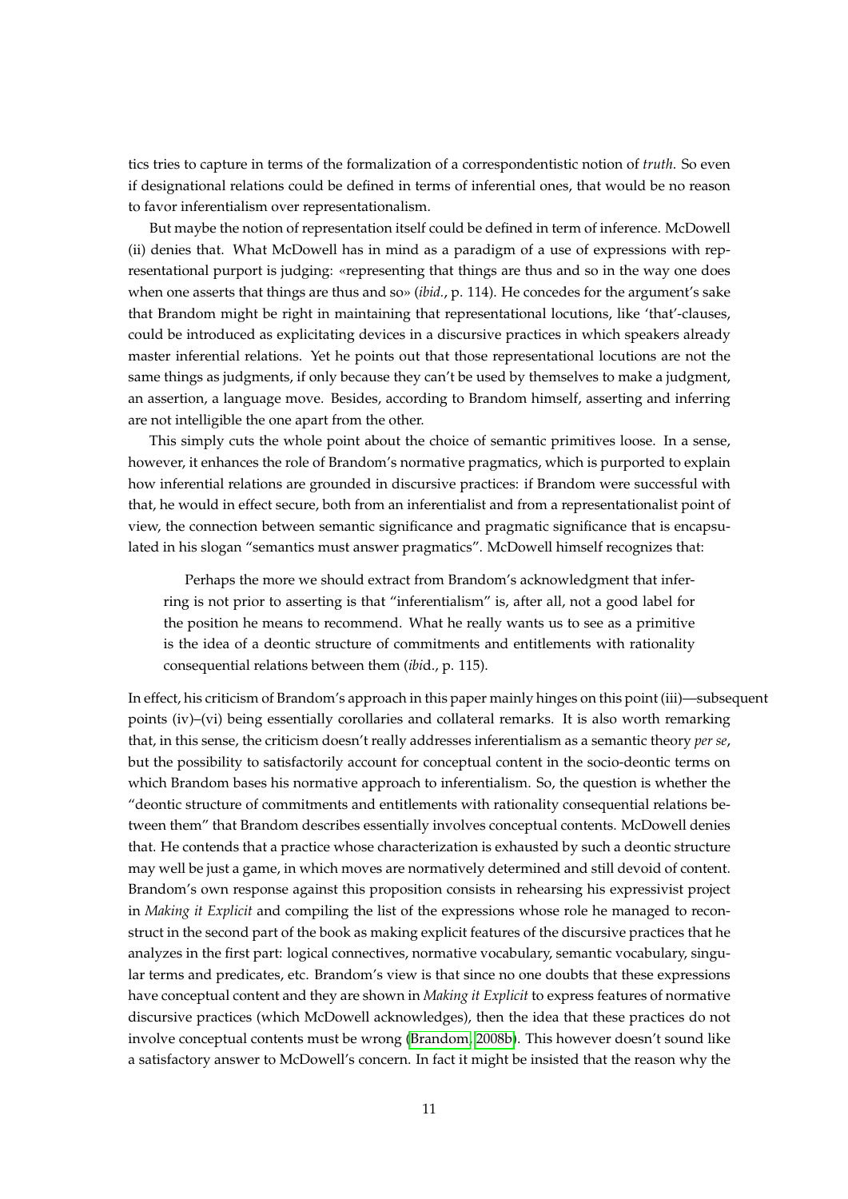tics tries to capture in terms of the formalization of a correspondentistic notion of *truth*. So even if designational relations could be defined in terms of inferential ones, that would be no reason to favor inferentialism over representationalism.

But maybe the notion of representation itself could be defined in term of inference. McDowell (ii) denies that. What McDowell has in mind as a paradigm of a use of expressions with representational purport is judging: «representing that things are thus and so in the way one does when one asserts that things are thus and so» (*ibid.*, p. 114). He concedes for the argument's sake that Brandom might be right in maintaining that representational locutions, like 'that'-clauses, could be introduced as explicitating devices in a discursive practices in which speakers already master inferential relations. Yet he points out that those representational locutions are not the same things as judgments, if only because they can't be used by themselves to make a judgment, an assertion, a language move. Besides, according to Brandom himself, asserting and inferring are not intelligible the one apart from the other.

This simply cuts the whole point about the choice of semantic primitives loose. In a sense, however, it enhances the role of Brandom's normative pragmatics, which is purported to explain how inferential relations are grounded in discursive practices: if Brandom were successful with that, he would in effect secure, both from an inferentialist and from a representationalist point of view, the connection between semantic significance and pragmatic significance that is encapsulated in his slogan "semantics must answer pragmatics". McDowell himself recognizes that:

> Perhaps the more we should extract from Brandom's acknowledgment that inferring is not prior to asserting is that "inferentialism" is, after all, not a good label for the position he means to recommend. What he really wants us to see as a primitive is the idea of a deontic structure of commitments and entitlements with rationality consequential relations between them (*ibi*d., p. 115).

In effect, his criticism of Brandom's approach in this paper mainly hinges on this point (iii)—subsequent points (iv)–(vi) being essentially corollaries and collateral remarks. It is also worth remarking that, in this sense, the criticism doesn't really addresses inferentialism as a semantic theory *per se*, but the possibility to satisfactorily account for conceptual content in the socio-deontic terms on which Brandom bases his normative approach to inferentialism. So, the question is whether the "deontic structure of commitments and entitlements with rationality consequential relations between them" that Brandom describes essentially involves conceptual contents. McDowell denies that. He contends that a practice whose characterization is exhausted by such a deontic structure may well be just a game, in which moves are normatively determined and still devoid of content. Brandom's own response against this proposition consists in rehearsing his expressivist project in *Making it Explicit* and compiling the list of the expressions whose role he managed to reconstruct in the second part of the book as making explicit features of the discursive practices that he analyzes in the first part: logical connectives, normative vocabulary, semantic vocabulary, singular terms and predicates, etc. Brandom's view is that since no one doubts that these expressions have conceptual content and they are shown in *Making it Explicit* to express features of normative discursive practices (which McDowell acknowledges), then the idea that these practices do not involve conceptual contents must be wrong (Brandom, 2008b). This however doesn't sound like a satisfactory answer to McDowell's concern. In fact it might be insisted that the reason why the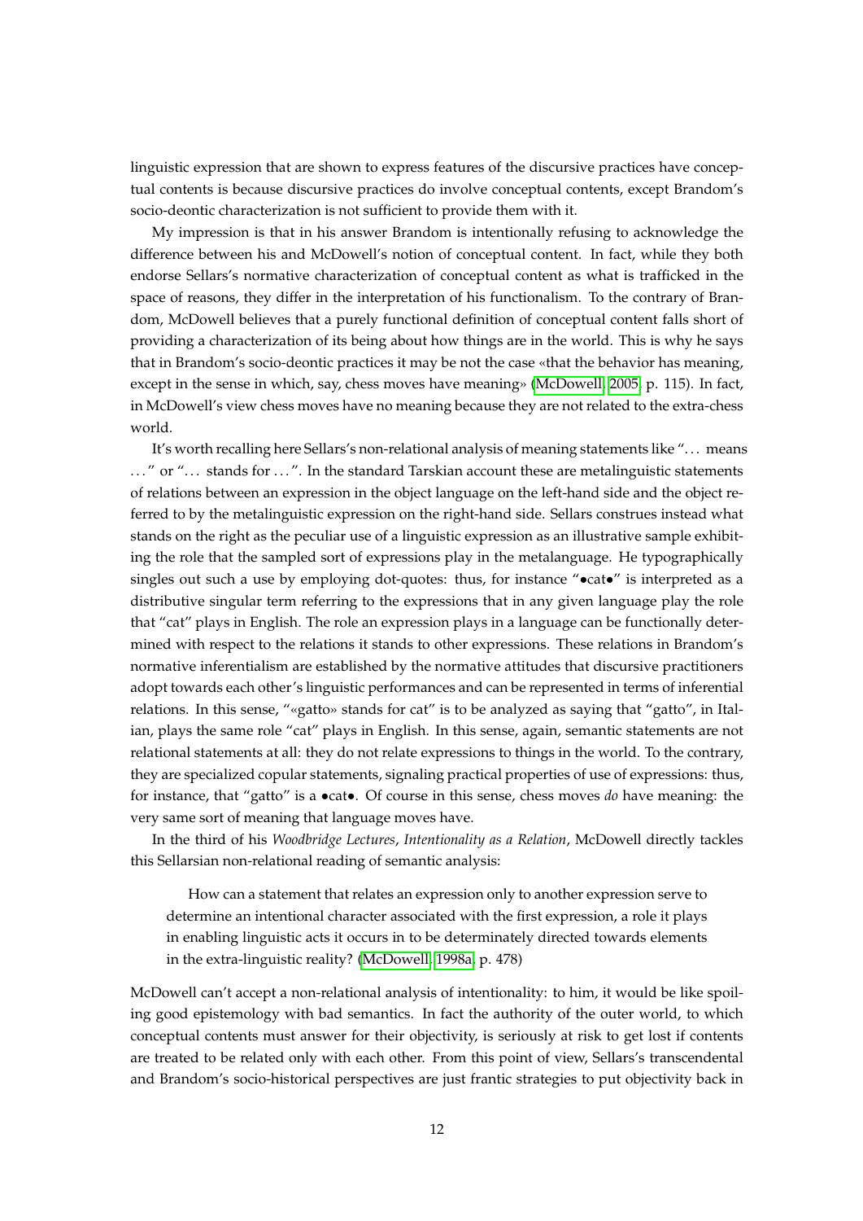linguistic expression that are shown to express features of the discursive practices have conceptual contents is because discursive practices do involve conceptual contents, except Brandom's socio-deontic characterization is not sufficient to provide them with it.

My impression is that in his answer Brandom is intentionally refusing to acknowledge the difference between his and McDowell's notion of conceptual content. In fact, while they both endorse Sellars's normative characterization of conceptual content as what is trafficked in the space of reasons, they differ in the interpretation of his functionalism. To the contrary of Brandom, McDowell believes that a purely functional definition of conceptual content falls short of providing a characterization of its being about how things are in the world. This is why he says that in Brandom's socio-deontic practices it may be not the case «that the behavior has meaning, except in the sense in which, say, chess moves have meaning» (McDowell, 2005, p. 115). In fact, in McDowell's view chess moves have no meaning because they are not related to the extra-chess world.

It's worth recalling here Sellars's non-relational analysis of meaning statements like "... means ..." or "... stands for ...". In the standard Tarskian account these are metalinguistic statements of relations between an expression in the object language on the left-hand side and the object referred to by the metalinguistic expression on the right-hand side. Sellars construes instead what stands on the right as the peculiar use of a linguistic expression as an illustrative sample exhibiting the role that the sampled sort of expressions play in the metalanguage. He typographically singles out such a use by employing dot-quotes: thus, for instance "•cat•" is interpreted as a distributive singular term referring to the expressions that in any given language play the role that "cat" plays in English. The role an expression plays in a language can be functionally determined with respect to the relations it stands to other expressions. These relations in Brandom's normative inferentialism are established by the normative attitudes that discursive practitioners adopt towards each other's linguistic performances and can be represented in terms of inferential relations. In this sense, "«gatto» stands for cat" is to be analyzed as saying that "gatto", in Italian, plays the same role "cat" plays in English. In this sense, again, semantic statements are not relational statements at all: they do not relate expressions to things in the world. To the contrary, they are specialized copular statements, signaling practical properties of use of expressions: thus, for instance, that "gatto" is a •cat•. Of course in this sense, chess moves *do* have meaning: the very same sort of meaning that language moves have.

In the third of his *Woodbridge Lectures*, *Intentionality as a Relation*, McDowell directly tackles this Sellarsian non-relational reading of semantic analysis:

> How can a statement that relates an expression only to another expression serve to determine an intentional character associated with the first expression, a role it plays in enabling linguistic acts it occurs in to be determinately directed towards elements in the extra-linguistic reality? (McDowell, 1998a, p. 478)

McDowell can't accept a non-relational analysis of intentionality: to him, it would be like spoiling good epistemology with bad semantics. In fact the authority of the outer world, to which conceptual contents must answer for their objectivity, is seriously at risk to get lost if contents are treated to be related only with each other. From this point of view, Sellars's transcendental and Brandom's socio-historical perspectives are just frantic strategies to put objectivity back in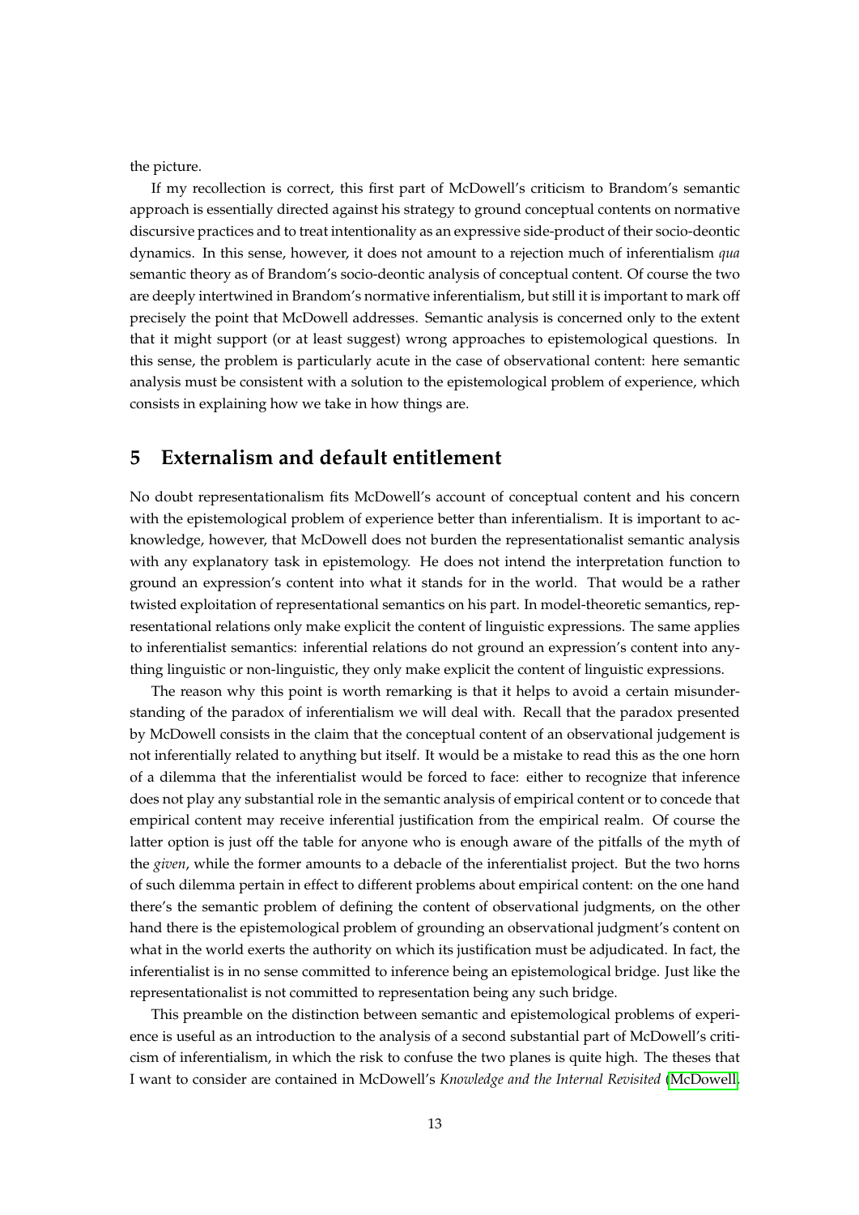the picture.

If my recollection is correct, this first part of McDowell's criticism to Brandom's semantic approach is essentially directed against his strategy to ground conceptual contents on normative discursive practices and to treat intentionality as an expressive side-product of their socio-deontic dynamics. In this sense, however, it does not amount to a rejection much of inferentialism *qua* semantic theory as of Brandom's socio-deontic analysis of conceptual content. Of course the two are deeply intertwined in Brandom's normative inferentialism, but still it is important to mark off precisely the point that McDowell addresses. Semantic analysis is concerned only to the extent that it might support (or at least suggest) wrong approaches to epistemological questions. In this sense, the problem is particularly acute in the case of observational content: here semantic analysis must be consistent with a solution to the epistemological problem of experience, which consists in explaining how we take in how things are.

## 5 Externalism and default entitlement

No doubt representationalism fits McDowell's account of conceptual content and his concern with the epistemological problem of experience better than inferentialism. It is important to acknowledge, however, that McDowell does not burden the representationalist semantic analysis with any explanatory task in epistemology. He does not intend the interpretation function to ground an expression's content into what it stands for in the world. That would be a rather twisted exploitation of representational semantics on his part. In model-theoretic semantics, representational relations only make explicit the content of linguistic expressions. The same applies to inferentialist semantics: inferential relations do not ground an expression's content into anything linguistic or non-linguistic, they only make explicit the content of linguistic expressions.

The reason why this point is worth remarking is that it helps to avoid a certain misunderstanding of the paradox of inferentialism we will deal with. Recall that the paradox presented by McDowell consists in the claim that the conceptual content of an observational judgement is not inferentially related to anything but itself. It would be a mistake to read this as the one horn of a dilemma that the inferentialist would be forced to face: either to recognize that inference does not play any substantial role in the semantic analysis of empirical content or to concede that empirical content may receive inferential justification from the empirical realm. Of course the latter option is just off the table for anyone who is enough aware of the pitfalls of the myth of the *given*, while the former amounts to a debacle of the inferentialist project. But the two horns of such dilemma pertain in effect to different problems about empirical content: on the one hand there's the semantic problem of defining the content of observational judgments, on the other hand there is the epistemological problem of grounding an observational judgment's content on what in the world exerts the authority on which its justification must be adjudicated. In fact, the inferentialist is in no sense committed to inference being an epistemological bridge. Just like the representationalist is not committed to representation being any such bridge.

This preamble on the distinction between semantic and epistemological problems of experience is useful as an introduction to the analysis of a second substantial part of McDowell's criticism of inferentialism, in which the risk to confuse the two planes is quite high. The theses that I want to consider are contained in McDowell's *Knowledge and the Internal Revisited* (McDowell,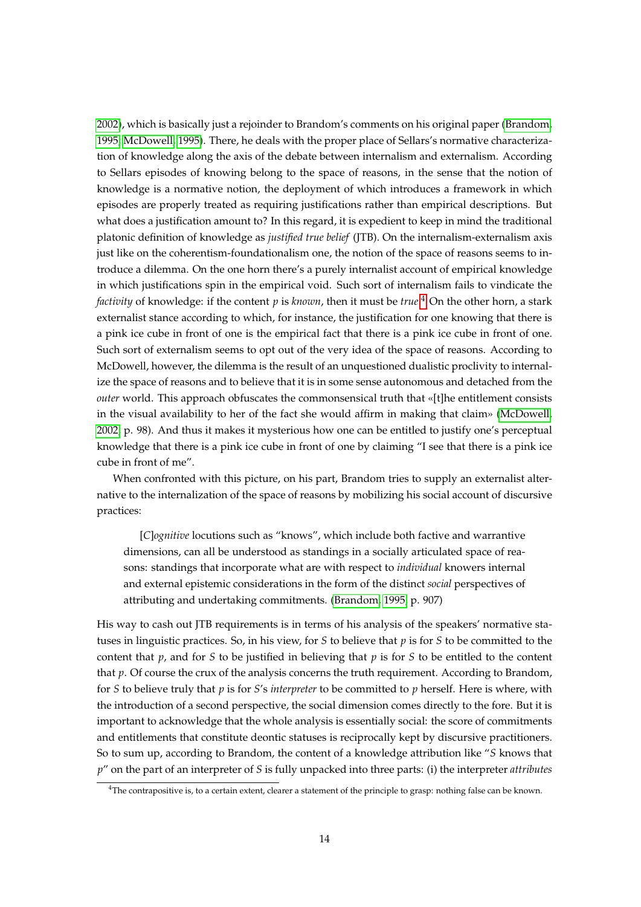2002), which is basically just a rejoinder to Brandom's comments on his original paper (Brandom, 1995; McDowell, 1995). There, he deals with the proper place of Sellars's normative characterization of knowledge along the axis of the debate between internalism and externalism. According to Sellars episodes of knowing belong to the space of reasons, in the sense that the notion of knowledge is a normative notion, the deployment of which introduces a framework in which episodes are properly treated as requiring justifications rather than empirical descriptions. But what does a justification amount to? In this regard, it is expedient to keep in mind the traditional platonic definition of knowledge as *justified true belief* (JTB). On the internalism-externalism axis just like on the coherentism-foundationalism one, the notion of the space of reasons seems to introduce a dilemma. On the one horn there's a purely internalist account of empirical knowledge in which justifications spin in the empirical void. Such sort of internalism fails to vindicate the *factivity* of knowledge: if the content $p$ is *known*, then it must be *true*.[4] On the other horn, a stark externalist stance according to which, for instance, the justification for one knowing that there is a pink ice cube in front of one is the empirical fact that there is a pink ice cube in front of one. Such sort of externalism seems to opt out of the very idea of the space of reasons. According to McDowell, however, the dilemma is the result of an unquestioned dualistic proclivity to internalize the space of reasons and to believe that it is in some sense autonomous and detached from the *outer* world. This approach obfuscates the commonsensical truth that «[t]he entitlement consists in the visual availability to her of the fact she would affirm in making that claim» (McDowell, 2002, p. 98). And thus it makes it mysterious how one can be entitled to justify one's perceptual knowledge that there is a pink ice cube in front of one by claiming "I see that there is a pink ice cube in front of me".

When confronted with this picture, on his part, Brandom tries to supply an externalist alternative to the internalization of the space of reasons by mobilizing his social account of discursive practices:

> [*C*]*ognitive* locutions such as "knows", which include both factive and warrantive dimensions, can all be understood as standings in a socially articulated space of reasons: standings that incorporate what are with respect to *individual* knowers internal and external epistemic considerations in the form of the distinct *social* perspectives of attributing and undertaking commitments. (Brandom, 1995, p. 907)

His way to cash out JTB requirements is in terms of his analysis of the speakers' normative statuses in linguistic practices. So, in his view, for $S$ to believe that $p$ is for $S$ to be committed to the content that $p$, and for $S$ to be justified in believing that $p$ is for $S$ to be entitled to the content that $p$. Of course the crux of the analysis concerns the truth requirement. According to Brandom, for $S$ to believe truly that $p$ is for $S$'s *interpreter* to be committed to $p$ herself. Here is where, with the introduction of a second perspective, the social dimension comes directly to the fore. But it is important to acknowledge that the whole analysis is essentially social: the score of commitments and entitlements that constitute deontic statuses is reciprocally kept by discursive practitioners. So to sum up, according to Brandom, the content of a knowledge attribution like "$S$ knows that $p$" on the part of an interpreter of $S$ is fully unpacked into three parts: (i) the interpreter *attributes*

[4] The contrapositive is, to a certain extent, clearer a statement of the principle to grasp: nothing false can be known.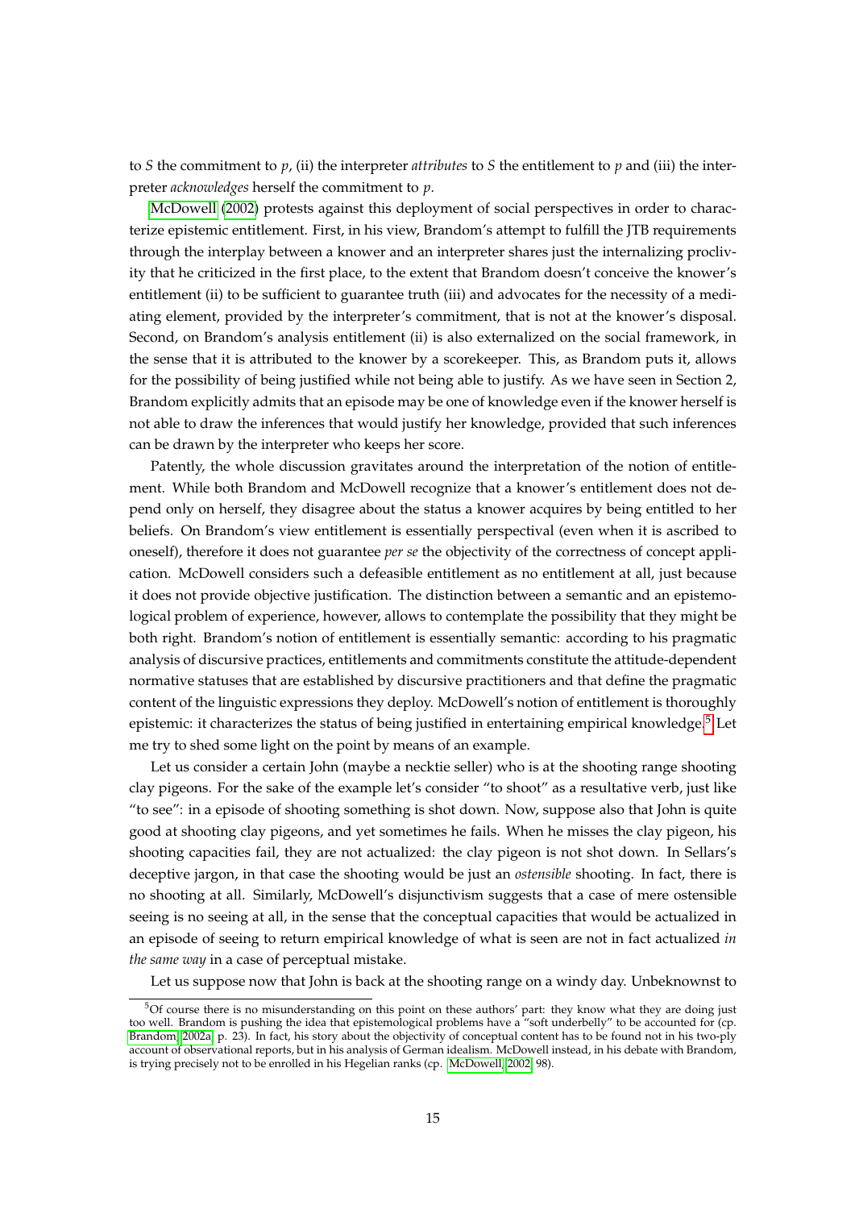to *S* the commitment to *p*, (ii) the interpreter *attributes* to *S* the entitlement to *p* and (iii) the interpreter *acknowledges* herself the commitment to *p*.

McDowell (2002) protests against this deployment of social perspectives in order to characterize epistemic entitlement. First, in his view, Brandom's attempt to fulfill the JTB requirements through the interplay between a knower and an interpreter shares just the internalizing proclivity that he criticized in the first place, to the extent that Brandom doesn't conceive the knower's entitlement (ii) to be sufficient to guarantee truth (iii) and advocates for the necessity of a mediating element, provided by the interpreter's commitment, that is not at the knower's disposal. Second, on Brandom's analysis entitlement (ii) is also externalized on the social framework, in the sense that it is attributed to the knower by a scorekeeper. This, as Brandom puts it, allows for the possibility of being justified while not being able to justify. As we have seen in Section 2, Brandom explicitly admits that an episode may be one of knowledge even if the knower herself is not able to draw the inferences that would justify her knowledge, provided that such inferences can be drawn by the interpreter who keeps her score.

Patently, the whole discussion gravitates around the interpretation of the notion of entitlement. While both Brandom and McDowell recognize that a knower's entitlement does not depend only on herself, they disagree about the status a knower acquires by being entitled to her beliefs. On Brandom's view entitlement is essentially perspectival (even when it is ascribed to oneself), therefore it does not guarantee *per se* the objectivity of the correctness of concept application. McDowell considers such a defeasible entitlement as no entitlement at all, just because it does not provide objective justification. The distinction between a semantic and an epistemological problem of experience, however, allows to contemplate the possibility that they might be both right. Brandom's notion of entitlement is essentially semantic: according to his pragmatic analysis of discursive practices, entitlements and commitments constitute the attitude-dependent normative statuses that are established by discursive practitioners and that define the pragmatic content of the linguistic expressions they deploy. McDowell's notion of entitlement is thoroughly epistemic: it characterizes the status of being justified in entertaining empirical knowledge.[5] Let me try to shed some light on the point by means of an example.

Let us consider a certain John (maybe a necktie seller) who is at the shooting range shooting clay pigeons. For the sake of the example let's consider "to shoot" as a resultative verb, just like "to see": in a episode of shooting something is shot down. Now, suppose also that John is quite good at shooting clay pigeons, and yet sometimes he fails. When he misses the clay pigeon, his shooting capacities fail, they are not actualized: the clay pigeon is not shot down. In Sellars's deceptive jargon, in that case the shooting would be just an *ostensible* shooting. In fact, there is no shooting at all. Similarly, McDowell's disjunctivism suggests that a case of mere ostensible seeing is no seeing at all, in the sense that the conceptual capacities that would be actualized in an episode of seeing to return empirical knowledge of what is seen are not in fact actualized *in the same way* in a case of perceptual mistake.

Let us suppose now that John is back at the shooting range on a windy day. Unbeknownst to

[5] Of course there is no misunderstanding on this point on these authors' part: they know what they are doing just too well. Brandom is pushing the idea that epistemological problems have a "soft underbelly" to be accounted for (cp. Brandom, 2002a, p. 23). In fact, his story about the objectivity of conceptual content has to be found not in his two-ply account of observational reports, but in his analysis of German idealism. McDowell instead, in his debate with Brandom, is trying precisely not to be enrolled in his Hegelian ranks (cp. McDowell, 2002, 98).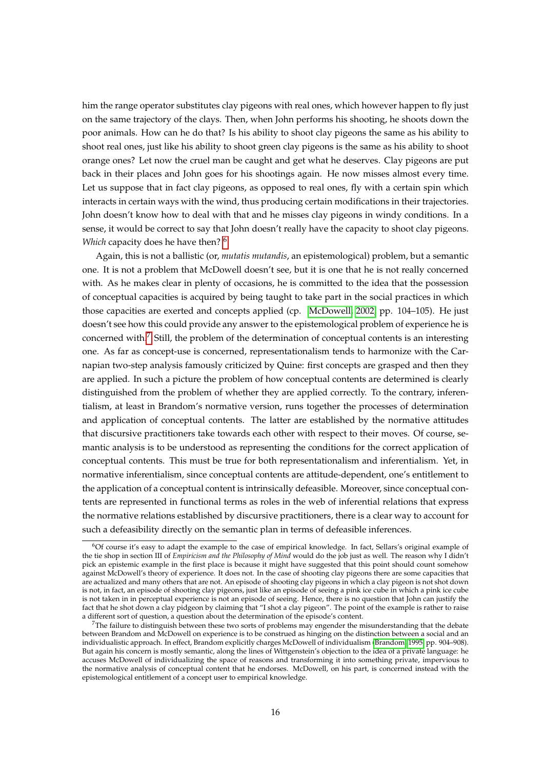him the range operator substitutes clay pigeons with real ones, which however happen to fly just on the same trajectory of the clays. Then, when John performs his shooting, he shoots down the poor animals. How can he do that? Is his ability to shoot clay pigeons the same as his ability to shoot real ones, just like his ability to shoot green clay pigeons is the same as his ability to shoot orange ones? Let now the cruel man be caught and get what he deserves. Clay pigeons are put back in their places and John goes for his shootings again. He now misses almost every time. Let us suppose that in fact clay pigeons, as opposed to real ones, fly with a certain spin which interacts in certain ways with the wind, thus producing certain modifications in their trajectories. John doesn't know how to deal with that and he misses clay pigeons in windy conditions. In a sense, it would be correct to say that John doesn't really have the capacity to shoot clay pigeons. *Which* capacity does he have then? [6]

Again, this is not a ballistic (or, *mutatis mutandis*, an epistemological) problem, but a semantic one. It is not a problem that McDowell doesn't see, but it is one that he is not really concerned with. As he makes clear in plenty of occasions, he is committed to the idea that the possession of conceptual capacities is acquired by being taught to take part in the social practices in which those capacities are exerted and concepts applied (cp. McDowell, 2002, pp. 104–105). He just doesn't see how this could provide any answer to the epistemological problem of experience he is concerned with.[7] Still, the problem of the determination of conceptual contents is an interesting one. As far as concept-use is concerned, representationalism tends to harmonize with the Carnapian two-step analysis famously criticized by Quine: first concepts are grasped and then they are applied. In such a picture the problem of how conceptual contents are determined is clearly distinguished from the problem of whether they are applied correctly. To the contrary, inferentialism, at least in Brandom's normative version, runs together the processes of determination and application of conceptual contents. The latter are established by the normative attitudes that discursive practitioners take towards each other with respect to their moves. Of course, semantic analysis is to be understood as representing the conditions for the correct application of conceptual contents. This must be true for both representationalism and inferentialism. Yet, in normative inferentialism, since conceptual contents are attitude-dependent, one's entitlement to the application of a conceptual content is intrinsically defeasible. Moreover, since conceptual contents are represented in functional terms as roles in the web of inferential relations that express the normative relations established by discursive practitioners, there is a clear way to account for such a defeasibility directly on the semantic plan in terms of defeasible inferences.

[6] Of course it's easy to adapt the example to the case of empirical knowledge. In fact, Sellars's original example of the tie shop in section III of *Empiricism and the Philosophy of Mind* would do the job just as well. The reason why I didn't pick an epistemic example in the first place is because it might have suggested that this point should count somehow against McDowell's theory of experience. It does not. In the case of shooting clay pigeons there are some capacities that are actualized and many others that are not. An episode of shooting clay pigeons in which a clay pigeon is not shot down is not, in fact, an episode of shooting clay pigeons, just like an episode of seeing a pink ice cube in which a pink ice cube is not taken in in perceptual experience is not an episode of seeing. Hence, there is no question that John can justify the fact that he shot down a clay pidgeon by claiming that "I shot a clay pigeon". The point of the example is rather to raise a different sort of question, a question about the determination of the episode's content.

[7] The failure to distinguish between these two sorts of problems may engender the misunderstanding that the debate between Brandom and McDowell on experience is to be construed as hinging on the distinction between a social and an individualistic approach. In effect, Brandom explicitly charges McDowell of individualism (Brandom, 1995, pp. 904–908). But again his concern is mostly semantic, along the lines of Wittgenstein's objection to the idea of a private language: he accuses McDowell of individualizing the space of reasons and transforming it into something private, impervious to the normative analysis of conceptual content that he endorses. McDowell, on his part, is concerned instead with the epistemological entitlement of a concept user to empirical knowledge.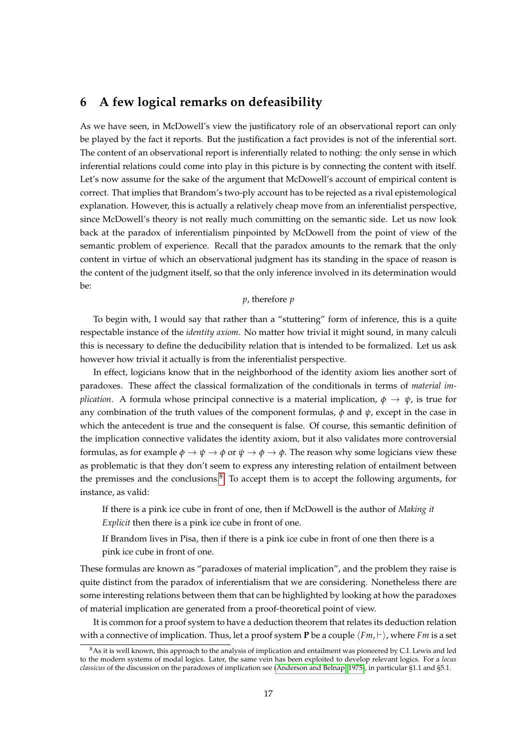## 6 A few logical remarks on defeasibility

As we have seen, in McDowell's view the justificatory role of an observational report can only be played by the fact it reports. But the justification a fact provides is not of the inferential sort. The content of an observational report is inferentially related to nothing: the only sense in which inferential relations could come into play in this picture is by connecting the content with itself. Let's now assume for the sake of the argument that McDowell's account of empirical content is correct. That implies that Brandom's two-ply account has to be rejected as a rival epistemological explanation. However, this is actually a relatively cheap move from an inferentialist perspective, since McDowell's theory is not really much committing on the semantic side. Let us now look back at the paradox of inferentialism pinpointed by McDowell from the point of view of the semantic problem of experience. Recall that the paradox amounts to the remark that the only content in virtue of which an observational judgment has its standing in the space of reason is the content of the judgment itself, so that the only inference involved in its determination would be:

$$p\text{, therefore } p$$

To begin with, I would say that rather than a "stuttering" form of inference, this is a quite respectable instance of the *identity axiom*. No matter how trivial it might sound, in many calculi this is necessary to define the deducibility relation that is intended to be formalized. Let us ask however how trivial it actually is from the inferentialist perspective.

In effect, logicians know that in the neighborhood of the identity axiom lies another sort of paradoxes. These affect the classical formalization of the conditionals in terms of *material implication*. A formula whose principal connective is a material implication, $\phi \to \psi$, is true for any combination of the truth values of the component formulas, $\phi$ and $\psi$, except in the case in which the antecedent is true and the consequent is false. Of course, this semantic definition of the implication connective validates the identity axiom, but it also validates more controversial formulas, as for example $\phi \to \psi \to \phi$ or $\psi \to \phi \to \phi$. The reason why some logicians view these as problematic is that they don't seem to express any interesting relation of entailment between the premisses and the conclusions.[8] To accept them is to accept the following arguments, for instance, as valid:

> If there is a pink ice cube in front of one, then if McDowell is the author of *Making it Explicit* then there is a pink ice cube in front of one.
>
> If Brandom lives in Pisa, then if there is a pink ice cube in front of one then there is a pink ice cube in front of one.

These formulas are known as "paradoxes of material implication", and the problem they raise is quite distinct from the paradox of inferentialism that we are considering. Nonetheless there are some interesting relations between them that can be highlighted by looking at how the paradoxes of material implication are generated from a proof-theoretical point of view.

It is common for a proof system to have a deduction theorem that relates its deduction relation with a connective of implication. Thus, let a proof system **P** be a couple $\langle Fm, \vdash \rangle$, where $Fm$ is a set

[8] As it is well known, this approach to the analysis of implication and entailment was pioneered by C.I. Lewis and led to the modern systems of modal logics. Later, the same vein has been exploited to develop relevant logics. For a *locus classicus* of the discussion on the paradoxes of implication see (Anderson and Belnap, 1975), in particular §1.1 and §5.1.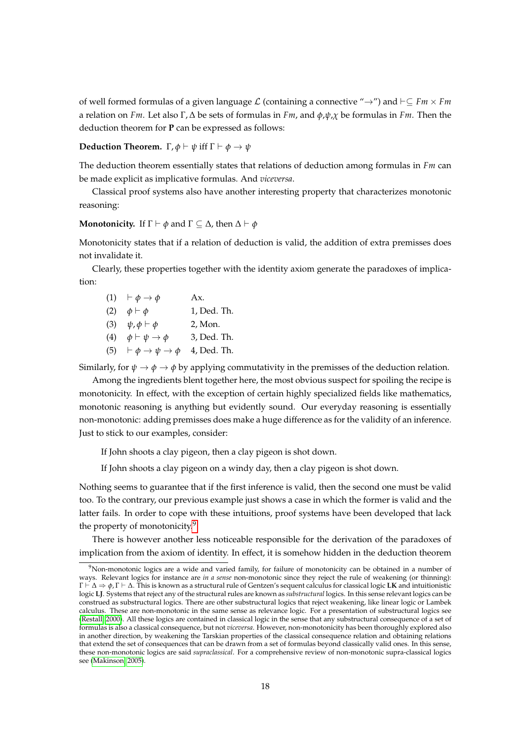of well formed formulas of a given language $\mathcal{L}$ (containing a connective "$\rightarrow$") and $\vdash \subseteq Fm \times Fm$ a relation on $Fm$. Let also $\Gamma, \Delta$ be sets of formulas in $Fm$, and $\phi, \psi, \chi$ be formulas in $Fm$. Then the deduction theorem for **P** can be expressed as follows:

**Deduction Theorem.** $\Gamma, \phi \vdash \psi$ iff $\Gamma \vdash \phi \rightarrow \psi$

The deduction theorem essentially states that relations of deduction among formulas in $Fm$ can be made explicit as implicative formulas. And *viceversa*.

Classical proof systems also have another interesting property that characterizes monotonic reasoning:

**Monotonicity.** If $\Gamma \vdash \phi$ and $\Gamma \subseteq \Delta$, then $\Delta \vdash \phi$

Monotonicity states that if a relation of deduction is valid, the addition of extra premisses does not invalidate it.

Clearly, these properties together with the identity axiom generate the paradoxes of implication:

| | | |
|---|---|---|
| (1) | $\vdash \phi \rightarrow \phi$ | Ax. |
| (2) | $\phi \vdash \phi$ | 1, Ded. Th. |
| (3) | $\psi, \phi \vdash \phi$ | 2, Mon. |
| (4) | $\phi \vdash \psi \rightarrow \phi$ | 3, Ded. Th. |
| (5) | $\vdash \phi \rightarrow \psi \rightarrow \phi$ | 4, Ded. Th. |

Similarly, for $\psi \rightarrow \phi \rightarrow \phi$ by applying commutativity in the premisses of the deduction relation.

Among the ingredients blent together here, the most obvious suspect for spoiling the recipe is monotonicity. In effect, with the exception of certain highly specialized fields like mathematics, monotonic reasoning is anything but evidently sound. Our everyday reasoning is essentially non-monotonic: adding premisses does make a huge difference as for the validity of an inference. Just to stick to our examples, consider:

If John shoots a clay pigeon, then a clay pigeon is shot down.

If John shoots a clay pigeon on a windy day, then a clay pigeon is shot down.

Nothing seems to guarantee that if the first inference is valid, then the second one must be valid too. To the contrary, our previous example just shows a case in which the former is valid and the latter fails. In order to cope with these intuitions, proof systems have been developed that lack the property of monotonicity.[9]

There is however another less noticeable responsible for the derivation of the paradoxes of implication from the axiom of identity. In effect, it is somehow hidden in the deduction theorem

[9] Non-monotonic logics are a wide and varied family, for failure of monotonicity can be obtained in a number of ways. Relevant logics for instance are *in a sense* non-monotonic since they reject the rule of weakening (or thinning): $\Gamma \vdash \Delta \Rightarrow \phi, \Gamma \vdash \Delta$. This is known as a structural rule of Gentzen's sequent calculus for classical logic **LK** and intuitionistic logic **LJ**. Systems that reject any of the structural rules are known as *substructural* logics. In this sense relevant logics can be construed as substructural logics. There are other substructural logics that reject weakening, like linear logic or Lambek calculus. These are non-monotonic in the same sense as relevance logic. For a presentation of substructural logics see (Restall, 2000). All these logics are contained in classical logic in the sense that any substructural consequence of a set of formulas is also a classical consequence, but not *viceversa*. However, non-monotonicity has been thoroughly explored also in another direction, by weakening the Tarskian properties of the classical consequence relation and obtaining relations that extend the set of consequences that can be drawn from a set of formulas beyond classically valid ones. In this sense, these non-monotonic logics are said *supraclassical*. For a comprehensive review of non-monotonic supra-classical logics see (Makinson, 2005).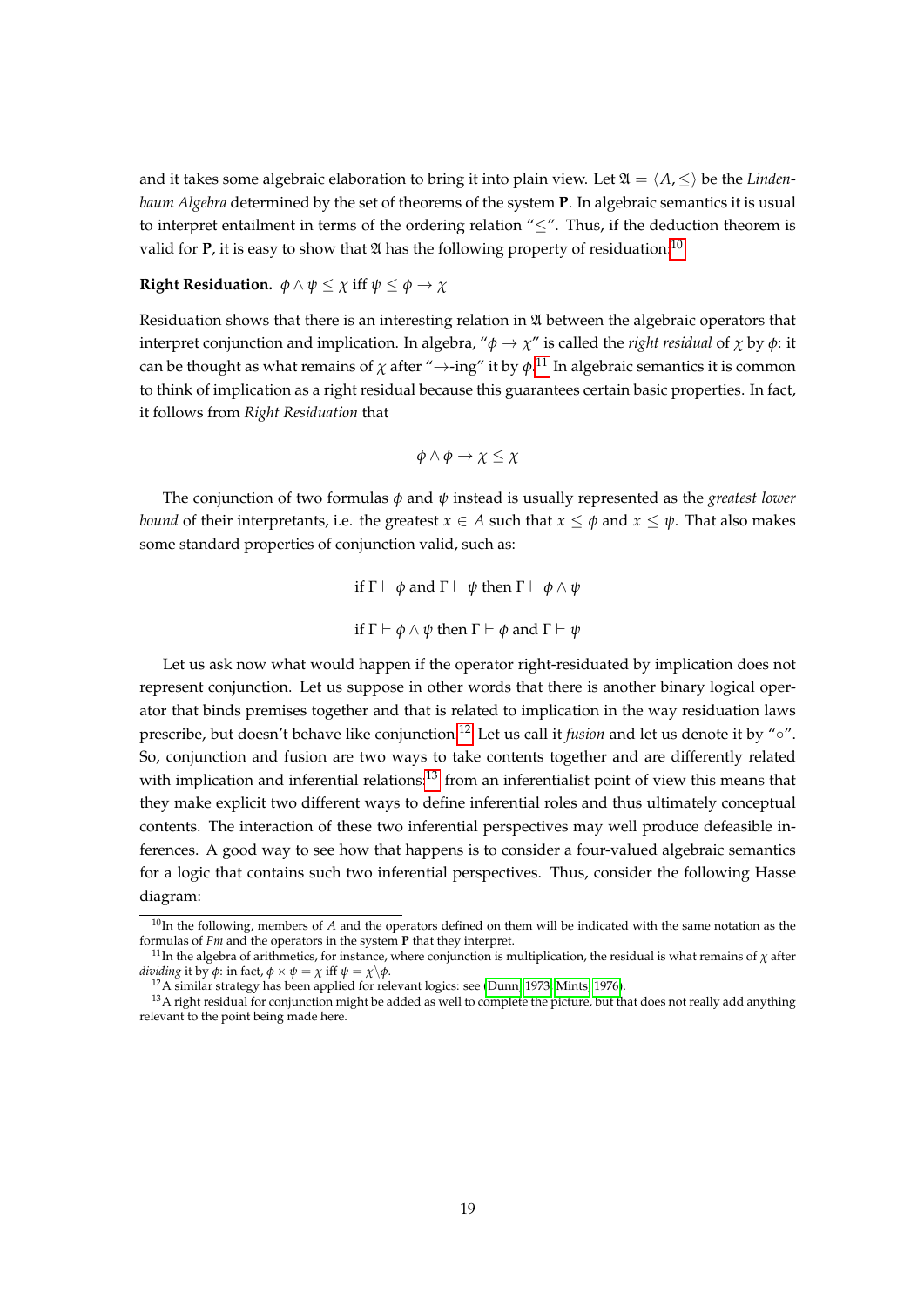and it takes some algebraic elaboration to bring it into plain view. Let $\mathfrak{A} = \langle A, \leq \rangle$ be the *Lindenbaum Algebra* determined by the set of theorems of the system **P**. In algebraic semantics it is usual to interpret entailment in terms of the ordering relation "$\leq$". Thus, if the deduction theorem is valid for **P**, it is easy to show that $\mathfrak{A}$ has the following property of residuation:[10]

**Right Residuation.** $\phi \wedge \psi \leq \chi$ iff $\psi \leq \phi \rightarrow \chi$

Residuation shows that there is an interesting relation in $\mathfrak{A}$ between the algebraic operators that interpret conjunction and implication. In algebra, "$\phi \rightarrow \chi$" is called the *right residual* of $\chi$ by $\phi$: it can be thought as what remains of $\chi$ after "$\rightarrow$-ing" it by $\phi$.[11] In algebraic semantics it is common to think of implication as a right residual because this guarantees certain basic properties. In fact, it follows from *Right Residuation* that

$$\phi \wedge \phi \rightarrow \chi \leq \chi$$

The conjunction of two formulas $\phi$ and $\psi$ instead is usually represented as the *greatest lower bound* of their interpretants, i.e. the greatest $x \in A$ such that $x \leq \phi$ and $x \leq \psi$. That also makes some standard properties of conjunction valid, such as:

$$\text{if } \Gamma \vdash \phi \text{ and } \Gamma \vdash \psi \text{ then } \Gamma \vdash \phi \wedge \psi$$

$$\text{if } \Gamma \vdash \phi \wedge \psi \text{ then } \Gamma \vdash \phi \text{ and } \Gamma \vdash \psi$$

Let us ask now what would happen if the operator right-residuated by implication does not represent conjunction. Let us suppose in other words that there is another binary logical operator that binds premises together and that is related to implication in the way residuation laws prescribe, but doesn't behave like conjunction.[12] Let us call it *fusion* and let us denote it by "$\circ$". So, conjunction and fusion are two ways to take contents together and are differently related with implication and inferential relations:[13] from an inferentialist point of view this means that they make explicit two different ways to define inferential roles and thus ultimately conceptual contents. The interaction of these two inferential perspectives may well produce defeasible inferences. A good way to see how that happens is to consider a four-valued algebraic semantics for a logic that contains such two inferential perspectives. Thus, consider the following Hasse diagram:

[10] In the following, members of $A$ and the operators defined on them will be indicated with the same notation as the formulas of $Fm$ and the operators in the system **P** that they interpret.

[11] In the algebra of arithmetics, for instance, where conjunction is multiplication, the residual is what remains of $\chi$ after *dividing* it by $\phi$: in fact, $\phi \times \psi = \chi$ iff $\psi = \chi \backslash \phi$.

[12] A similar strategy has been applied for relevant logics: see (Dunn, 1973; Mints, 1976).

[13] A right residual for conjunction might be added as well to complete the picture, but that does not really add anything relevant to the point being made here.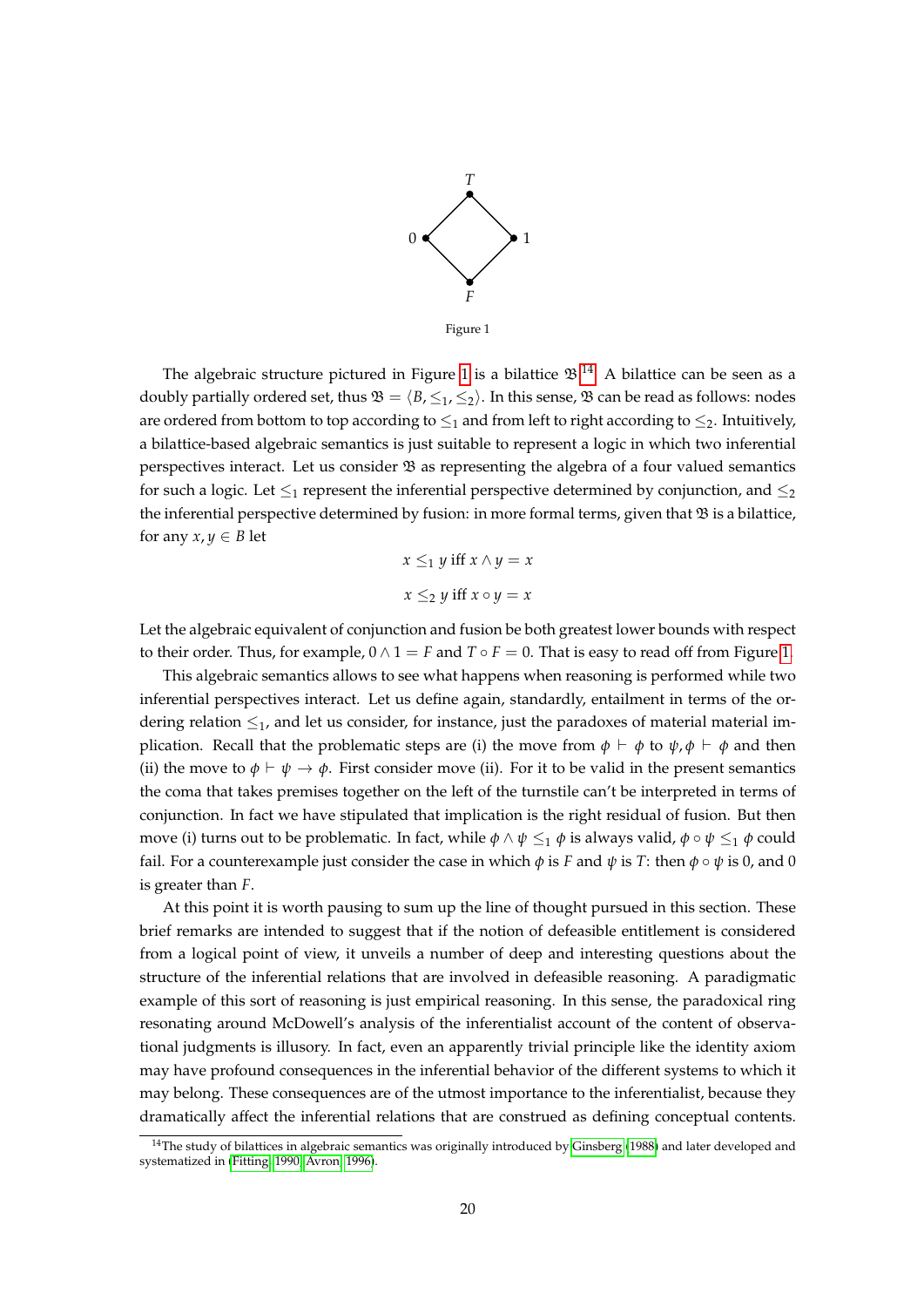Figure 1

The algebraic structure pictured in Figure 1 is a bilattice $\mathfrak{B}$.[14] A bilattice can be seen as a doubly partially ordered set, thus $\mathfrak{B} = \langle B, \leq_1, \leq_2 \rangle$. In this sense, $\mathfrak{B}$ can be read as follows: nodes are ordered from bottom to top according to $\leq_1$ and from left to right according to $\leq_2$. Intuitively, a bilattice-based algebraic semantics is just suitable to represent a logic in which two inferential perspectives interact. Let us consider $\mathfrak{B}$ as representing the algebra of a four valued semantics for such a logic. Let $\leq_1$ represent the inferential perspective determined by conjunction, and $\leq_2$ the inferential perspective determined by fusion: in more formal terms, given that $\mathfrak{B}$ is a bilattice, for any $x, y \in B$ let

$$x \leq_1 y \text{ iff } x \wedge y = x$$

$$x \leq_2 y \text{ iff } x \circ y = x$$

Let the algebraic equivalent of conjunction and fusion be both greatest lower bounds with respect to their order. Thus, for example, $0 \wedge 1 = F$ and $T \circ F = 0$. That is easy to read off from Figure 1.

This algebraic semantics allows to see what happens when reasoning is performed while two inferential perspectives interact. Let us define again, standardly, entailment in terms of the ordering relation $\leq_1$, and let us consider, for instance, just the paradoxes of material material implication. Recall that the problematic steps are (i) the move from $\phi \vdash \phi$ to $\psi, \phi \vdash \phi$ and then (ii) the move to $\phi \vdash \psi \rightarrow \phi$. First consider move (ii). For it to be valid in the present semantics the coma that takes premises together on the left of the turnstile can't be interpreted in terms of conjunction. In fact we have stipulated that implication is the right residual of fusion. But then move (i) turns out to be problematic. In fact, while $\phi \wedge \psi \leq_1 \phi$ is always valid, $\phi \circ \psi \leq_1 \phi$ could fail. For a counterexample just consider the case in which $\phi$ is $F$ and $\psi$ is $T$: then $\phi \circ \psi$ is 0, and 0 is greater than $F$.

At this point it is worth pausing to sum up the line of thought pursued in this section. These brief remarks are intended to suggest that if the notion of defeasible entitlement is considered from a logical point of view, it unveils a number of deep and interesting questions about the structure of the inferential relations that are involved in defeasible reasoning. A paradigmatic example of this sort of reasoning is just empirical reasoning. In this sense, the paradoxical ring resonating around McDowell's analysis of the inferentialist account of the content of observational judgments is illusory. In fact, even an apparently trivial principle like the identity axiom may have profound consequences in the inferential behavior of the different systems to which it may belong. These consequences are of the utmost importance to the inferentialist, because they dramatically affect the inferential relations that are construed as defining conceptual contents.

[14] The study of bilattices in algebraic semantics was originally introduced by Ginsberg (1988) and later developed and systematized in (Fitting 1990; Avron 1996).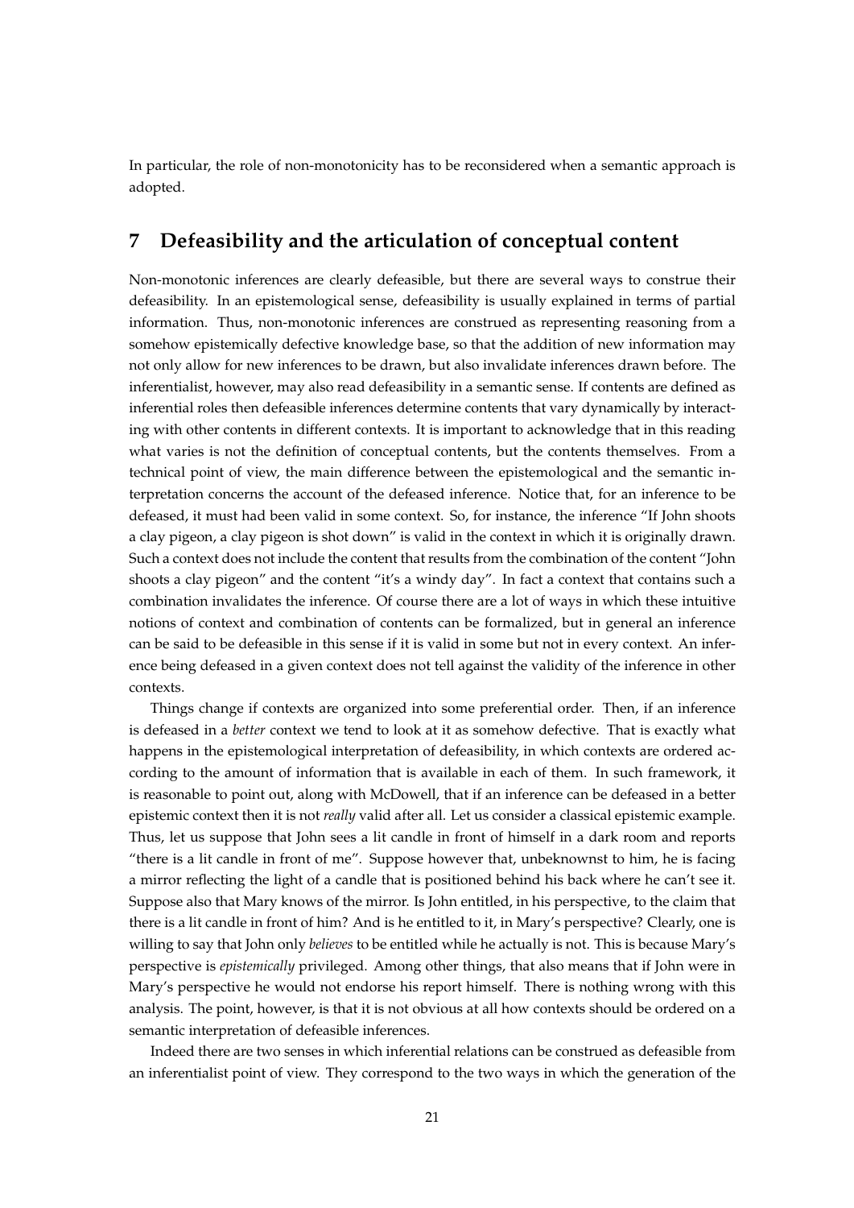In particular, the role of non-monotonicity has to be reconsidered when a semantic approach is adopted.

## 7 Defeasibility and the articulation of conceptual content

Non-monotonic inferences are clearly defeasible, but there are several ways to construe their defeasibility. In an epistemological sense, defeasibility is usually explained in terms of partial information. Thus, non-monotonic inferences are construed as representing reasoning from a somehow epistemically defective knowledge base, so that the addition of new information may not only allow for new inferences to be drawn, but also invalidate inferences drawn before. The inferentialist, however, may also read defeasibility in a semantic sense. If contents are defined as inferential roles then defeasible inferences determine contents that vary dynamically by interacting with other contents in different contexts. It is important to acknowledge that in this reading what varies is not the definition of conceptual contents, but the contents themselves. From a technical point of view, the main difference between the epistemological and the semantic interpretation concerns the account of the defeased inference. Notice that, for an inference to be defeased, it must had been valid in some context. So, for instance, the inference "If John shoots a clay pigeon, a clay pigeon is shot down" is valid in the context in which it is originally drawn. Such a context does not include the content that results from the combination of the content "John shoots a clay pigeon" and the content "it's a windy day". In fact a context that contains such a combination invalidates the inference. Of course there are a lot of ways in which these intuitive notions of context and combination of contents can be formalized, but in general an inference can be said to be defeasible in this sense if it is valid in some but not in every context. An inference being defeased in a given context does not tell against the validity of the inference in other contexts.

Things change if contexts are organized into some preferential order. Then, if an inference is defeased in a *better* context we tend to look at it as somehow defective. That is exactly what happens in the epistemological interpretation of defeasibility, in which contexts are ordered according to the amount of information that is available in each of them. In such framework, it is reasonable to point out, along with McDowell, that if an inference can be defeased in a better epistemic context then it is not *really* valid after all. Let us consider a classical epistemic example. Thus, let us suppose that John sees a lit candle in front of himself in a dark room and reports "there is a lit candle in front of me". Suppose however that, unbeknownst to him, he is facing a mirror reflecting the light of a candle that is positioned behind his back where he can't see it. Suppose also that Mary knows of the mirror. Is John entitled, in his perspective, to the claim that there is a lit candle in front of him? And is he entitled to it, in Mary's perspective? Clearly, one is willing to say that John only *believes* to be entitled while he actually is not. This is because Mary's perspective is *epistemically* privileged. Among other things, that also means that if John were in Mary's perspective he would not endorse his report himself. There is nothing wrong with this analysis. The point, however, is that it is not obvious at all how contexts should be ordered on a semantic interpretation of defeasible inferences.

Indeed there are two senses in which inferential relations can be construed as defeasible from an inferentialist point of view. They correspond to the two ways in which the generation of the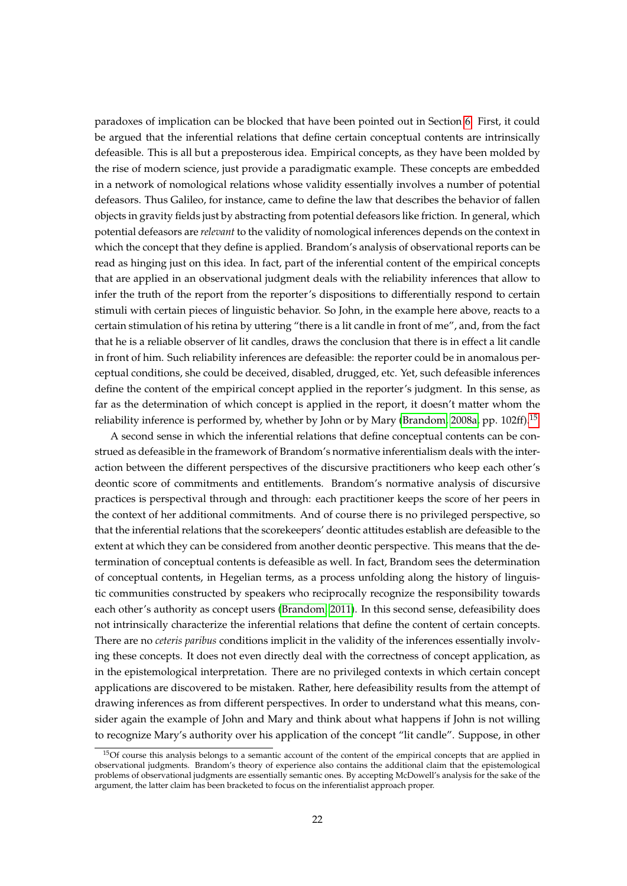paradoxes of implication can be blocked that have been pointed out in Section 6. First, it could be argued that the inferential relations that define certain conceptual contents are intrinsically defeasible. This is all but a preposterous idea. Empirical concepts, as they have been molded by the rise of modern science, just provide a paradigmatic example. These concepts are embedded in a network of nomological relations whose validity essentially involves a number of potential defeasors. Thus Galileo, for instance, came to define the law that describes the behavior of fallen objects in gravity fields just by abstracting from potential defeasors like friction. In general, which potential defeasors are *relevant* to the validity of nomological inferences depends on the context in which the concept that they define is applied. Brandom's analysis of observational reports can be read as hinging just on this idea. In fact, part of the inferential content of the empirical concepts that are applied in an observational judgment deals with the reliability inferences that allow to infer the truth of the report from the reporter's dispositions to differentially respond to certain stimuli with certain pieces of linguistic behavior. So John, in the example here above, reacts to a certain stimulation of his retina by uttering "there is a lit candle in front of me", and, from the fact that he is a reliable observer of lit candles, draws the conclusion that there is in effect a lit candle in front of him. Such reliability inferences are defeasible: the reporter could be in anomalous perceptual conditions, she could be deceived, disabled, drugged, etc. Yet, such defeasible inferences define the content of the empirical concept applied in the reporter's judgment. In this sense, as far as the determination of which concept is applied in the report, it doesn't matter whom the reliability inference is performed by, whether by John or by Mary (Brandom, 2008a, pp. 102ff).[15]

A second sense in which the inferential relations that define conceptual contents can be construed as defeasible in the framework of Brandom's normative inferentialism deals with the interaction between the different perspectives of the discursive practitioners who keep each other's deontic score of commitments and entitlements. Brandom's normative analysis of discursive practices is perspectival through and through: each practitioner keeps the score of her peers in the context of her additional commitments. And of course there is no privileged perspective, so that the inferential relations that the scorekeepers' deontic attitudes establish are defeasible to the extent at which they can be considered from another deontic perspective. This means that the determination of conceptual contents is defeasible as well. In fact, Brandom sees the determination of conceptual contents, in Hegelian terms, as a process unfolding along the history of linguistic communities constructed by speakers who reciprocally recognize the responsibility towards each other's authority as concept users (Brandom, 2011). In this second sense, defeasibility does not intrinsically characterize the inferential relations that define the content of certain concepts. There are no *ceteris paribus* conditions implicit in the validity of the inferences essentially involving these concepts. It does not even directly deal with the correctness of concept application, as in the epistemological interpretation. There are no privileged contexts in which certain concept applications are discovered to be mistaken. Rather, here defeasibility results from the attempt of drawing inferences as from different perspectives. In order to understand what this means, consider again the example of John and Mary and think about what happens if John is not willing to recognize Mary's authority over his application of the concept "lit candle". Suppose, in other

[15] Of course this analysis belongs to a semantic account of the content of the empirical concepts that are applied in observational judgments. Brandom's theory of experience also contains the additional claim that the epistemological problems of observational judgments are essentially semantic ones. By accepting McDowell's analysis for the sake of the argument, the latter claim has been bracketed to focus on the inferentialist approach proper.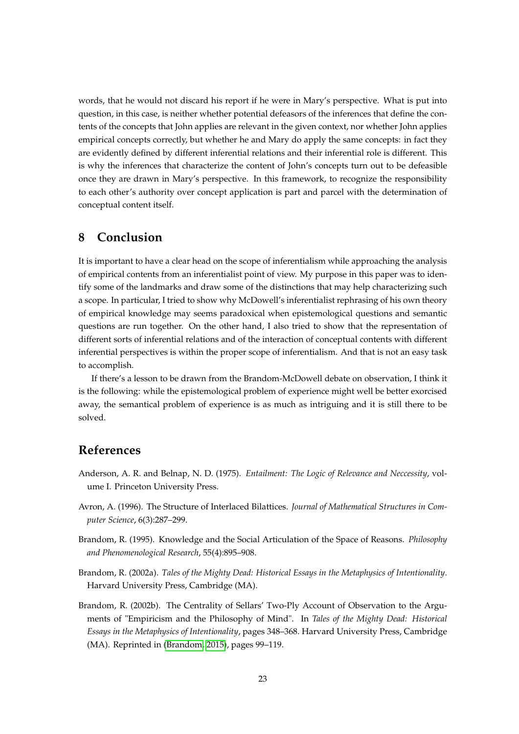words, that he would not discard his report if he were in Mary's perspective. What is put into question, in this case, is neither whether potential defeasors of the inferences that define the contents of the concepts that John applies are relevant in the given context, nor whether John applies empirical concepts correctly, but whether he and Mary do apply the same concepts: in fact they are evidently defined by different inferential relations and their inferential role is different. This is why the inferences that characterize the content of John's concepts turn out to be defeasible once they are drawn in Mary's perspective. In this framework, to recognize the responsibility to each other's authority over concept application is part and parcel with the determination of conceptual content itself.

## 8 Conclusion

It is important to have a clear head on the scope of inferentialism while approaching the analysis of empirical contents from an inferentialist point of view. My purpose in this paper was to identify some of the landmarks and draw some of the distinctions that may help characterizing such a scope. In particular, I tried to show why McDowell's inferentialist rephrasing of his own theory of empirical knowledge may seems paradoxical when epistemological questions and semantic questions are run together. On the other hand, I also tried to show that the representation of different sorts of inferential relations and of the interaction of conceptual contents with different inferential perspectives is within the proper scope of inferentialism. And that is not an easy task to accomplish.

If there's a lesson to be drawn from the Brandom-McDowell debate on observation, I think it is the following: while the epistemological problem of experience might well be better exorcised away, the semantical problem of experience is as much as intriguing and it is still there to be solved.

## References

Anderson, A. R. and Belnap, N. D. (1975). *Entailment: The Logic of Relevance and Neccessity*, volume I. Princeton University Press.

Avron, A. (1996). The Structure of Interlaced Bilattices. *Journal of Mathematical Structures in Computer Science*, 6(3):287–299.

Brandom, R. (1995). Knowledge and the Social Articulation of the Space of Reasons. *Philosophy and Phenomenological Research*, 55(4):895–908.

Brandom, R. (2002a). *Tales of the Mighty Dead: Historical Essays in the Metaphysics of Intentionality*. Harvard University Press, Cambridge (MA).

Brandom, R. (2002b). The Centrality of Sellars' Two-Ply Account of Observation to the Arguments of "Empiricism and the Philosophy of Mind". In *Tales of the Mighty Dead: Historical Essays in the Metaphysics of Intentionality*, pages 348–368. Harvard University Press, Cambridge (MA). Reprinted in (Brandom, 2015), pages 99–119.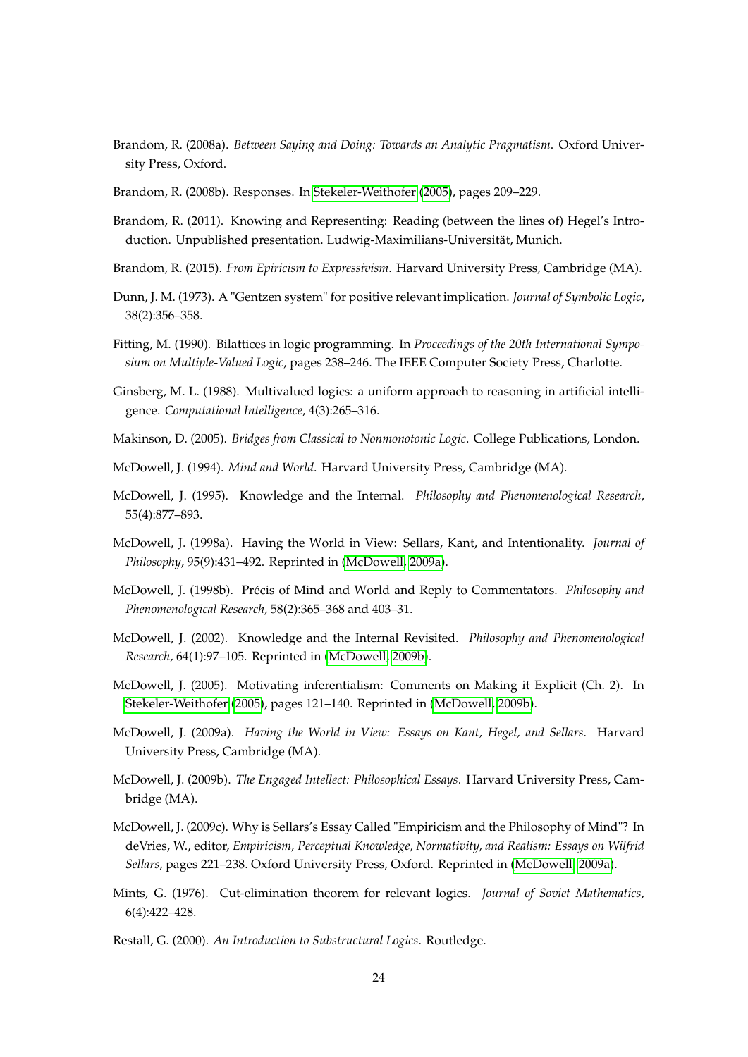Brandom, R. (2008a). *Between Saying and Doing: Towards an Analytic Pragmatism*. Oxford University Press, Oxford.

Brandom, R. (2008b). Responses. In Stekeler-Weithofer (2005), pages 209–229.

Brandom, R. (2011). Knowing and Representing: Reading (between the lines of) Hegel's Introduction. Unpublished presentation. Ludwig-Maximilians-Universität, Munich.

Brandom, R. (2015). *From Epiricism to Expressivism*. Harvard University Press, Cambridge (MA).

Dunn, J. M. (1973). A "Gentzen system" for positive relevant implication. *Journal of Symbolic Logic*, 38(2):356–358.

Fitting, M. (1990). Bilattices in logic programming. In *Proceedings of the 20th International Symposium on Multiple-Valued Logic*, pages 238–246. The IEEE Computer Society Press, Charlotte.

Ginsberg, M. L. (1988). Multivalued logics: a uniform approach to reasoning in artificial intelligence. *Computational Intelligence*, 4(3):265–316.

Makinson, D. (2005). *Bridges from Classical to Nonmonotonic Logic*. College Publications, London.

McDowell, J. (1994). *Mind and World*. Harvard University Press, Cambridge (MA).

McDowell, J. (1995). Knowledge and the Internal. *Philosophy and Phenomenological Research*, 55(4):877–893.

McDowell, J. (1998a). Having the World in View: Sellars, Kant, and Intentionality. *Journal of Philosophy*, 95(9):431–492. Reprinted in (McDowell, 2009a).

McDowell, J. (1998b). Précis of Mind and World and Reply to Commentators. *Philosophy and Phenomenological Research*, 58(2):365–368 and 403–31.

McDowell, J. (2002). Knowledge and the Internal Revisited. *Philosophy and Phenomenological Research*, 64(1):97–105. Reprinted in (McDowell, 2009b).

McDowell, J. (2005). Motivating inferentialism: Comments on Making it Explicit (Ch. 2). In Stekeler-Weithofer (2005), pages 121–140. Reprinted in (McDowell, 2009b).

McDowell, J. (2009a). *Having the World in View: Essays on Kant, Hegel, and Sellars*. Harvard University Press, Cambridge (MA).

McDowell, J. (2009b). *The Engaged Intellect: Philosophical Essays*. Harvard University Press, Cambridge (MA).

McDowell, J. (2009c). Why is Sellars's Essay Called "Empiricism and the Philosophy of Mind"? In deVries, W., editor, *Empiricism, Perceptual Knowledge, Normativity, and Realism: Essays on Wilfrid Sellars*, pages 221–238. Oxford University Press, Oxford. Reprinted in (McDowell, 2009a).

Mints, G. (1976). Cut-elimination theorem for relevant logics. *Journal of Soviet Mathematics*, 6(4):422–428.

Restall, G. (2000). *An Introduction to Substructural Logics*. Routledge.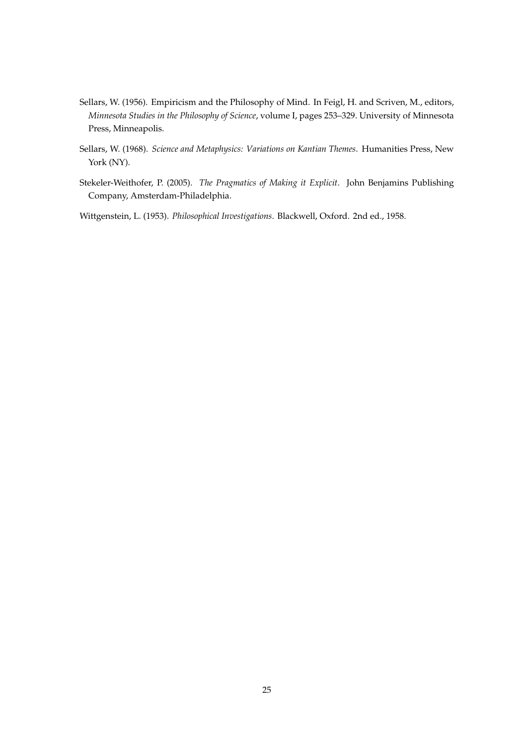Sellars, W. (1956). Empiricism and the Philosophy of Mind. In Feigl, H. and Scriven, M., editors, *Minnesota Studies in the Philosophy of Science*, volume I, pages 253–329. University of Minnesota Press, Minneapolis.

Sellars, W. (1968). *Science and Metaphysics: Variations on Kantian Themes*. Humanities Press, New York (NY).

Stekeler-Weithofer, P. (2005). *The Pragmatics of Making it Explicit*. John Benjamins Publishing Company, Amsterdam-Philadelphia.

Wittgenstein, L. (1953). *Philosophical Investigations*. Blackwell, Oxford. 2nd ed., 1958.